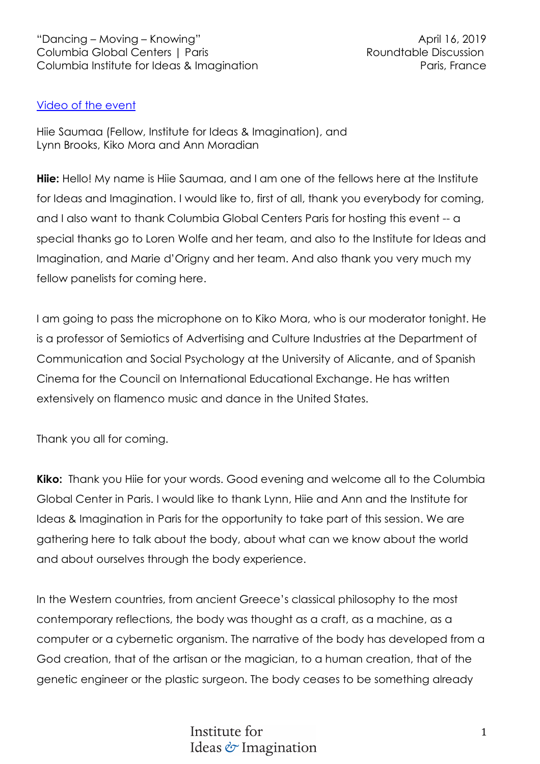"Dancing – Moving – Knowing"
Columbia Global Centers | Paris
Columbia Institute for Ideas & Imagination

April 16, 2019
Roundtable Discussion
Paris, France

[Video of the event]

Hiie Saumaa (Fellow, Institute for Ideas & Imagination), and
Lynn Brooks, Kiko Mora and Ann Moradian

**Hiie:** Hello! My name is Hiie Saumaa, and I am one of the fellows here at the Institute for Ideas and Imagination. I would like to, first of all, thank you everybody for coming, and I also want to thank Columbia Global Centers Paris for hosting this event -- a special thanks go to Loren Wolfe and her team, and also to the Institute for Ideas and Imagination, and Marie d'Origny and her team. And also thank you very much my fellow panelists for coming here.

I am going to pass the microphone on to Kiko Mora, who is our moderator tonight. He is a professor of Semiotics of Advertising and Culture Industries at the Department of Communication and Social Psychology at the University of Alicante, and of Spanish Cinema for the Council on International Educational Exchange. He has written extensively on flamenco music and dance in the United States.

Thank you all for coming.

**Kiko:** Thank you Hiie for your words. Good evening and welcome all to the Columbia Global Center in Paris. I would like to thank Lynn, Hiie and Ann and the Institute for Ideas & Imagination in Paris for the opportunity to take part of this session. We are gathering here to talk about the body, about what can we know about the world and about ourselves through the body experience.

In the Western countries, from ancient Greece's classical philosophy to the most contemporary reflections, the body was thought as a craft, as a machine, as a computer or a cybernetic organism. The narrative of the body has developed from a God creation, that of the artisan or the magician, to a human creation, that of the genetic engineer or the plastic surgeon. The body ceases to be something already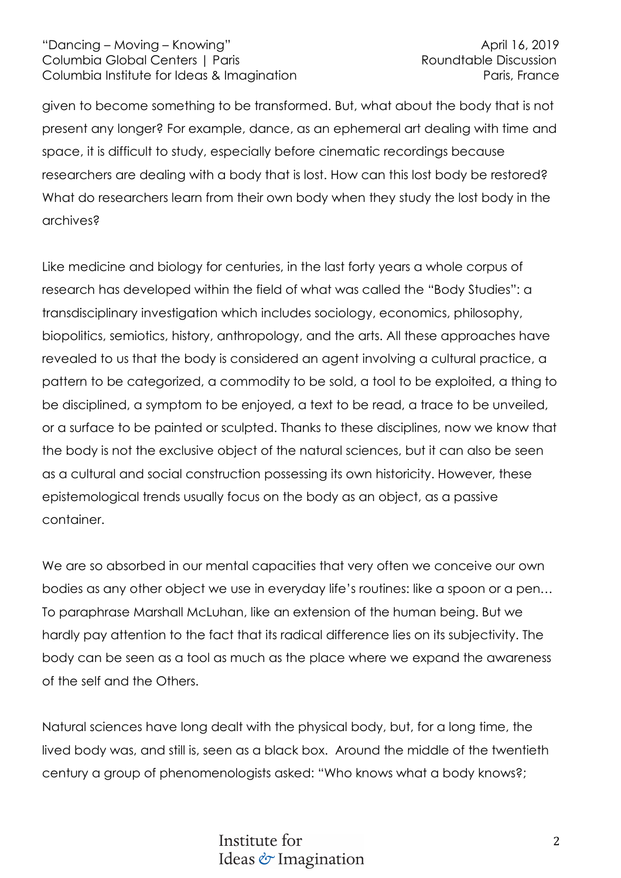given to become something to be transformed. But, what about the body that is not present any longer? For example, dance, as an ephemeral art dealing with time and space, it is difficult to study, especially before cinematic recordings because researchers are dealing with a body that is lost. How can this lost body be restored? What do researchers learn from their own body when they study the lost body in the archives?

Like medicine and biology for centuries, in the last forty years a whole corpus of research has developed within the field of what was called the "Body Studies": a transdisciplinary investigation which includes sociology, economics, philosophy, biopolitics, semiotics, history, anthropology, and the arts. All these approaches have revealed to us that the body is considered an agent involving a cultural practice, a pattern to be categorized, a commodity to be sold, a tool to be exploited, a thing to be disciplined, a symptom to be enjoyed, a text to be read, a trace to be unveiled, or a surface to be painted or sculpted. Thanks to these disciplines, now we know that the body is not the exclusive object of the natural sciences, but it can also be seen as a cultural and social construction possessing its own historicity. However, these epistemological trends usually focus on the body as an object, as a passive container.

We are so absorbed in our mental capacities that very often we conceive our own bodies as any other object we use in everyday life's routines: like a spoon or a pen… To paraphrase Marshall McLuhan, like an extension of the human being. But we hardly pay attention to the fact that its radical difference lies on its subjectivity. The body can be seen as a tool as much as the place where we expand the awareness of the self and the Others.

Natural sciences have long dealt with the physical body, but, for a long time, the lived body was, and still is, seen as a black box. Around the middle of the twentieth century a group of phenomenologists asked: "Who knows what a body knows?;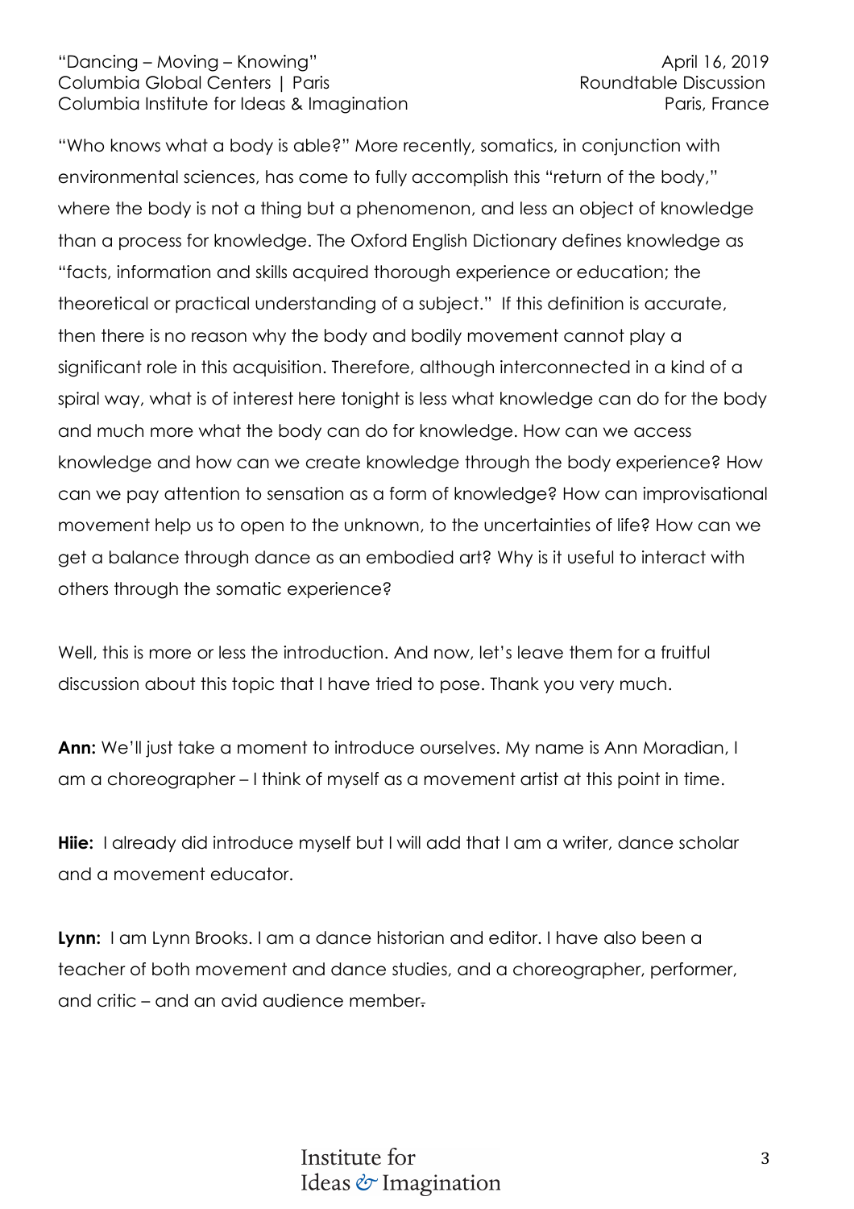"Who knows what a body is able?" More recently, somatics, in conjunction with environmental sciences, has come to fully accomplish this "return of the body," where the body is not a thing but a phenomenon, and less an object of knowledge than a process for knowledge. The Oxford English Dictionary defines knowledge as "facts, information and skills acquired thorough experience or education; the theoretical or practical understanding of a subject." If this definition is accurate, then there is no reason why the body and bodily movement cannot play a significant role in this acquisition. Therefore, although interconnected in a kind of a spiral way, what is of interest here tonight is less what knowledge can do for the body and much more what the body can do for knowledge. How can we access knowledge and how can we create knowledge through the body experience? How can we pay attention to sensation as a form of knowledge? How can improvisational movement help us to open to the unknown, to the uncertainties of life? How can we get a balance through dance as an embodied art? Why is it useful to interact with others through the somatic experience?

Well, this is more or less the introduction. And now, let's leave them for a fruitful discussion about this topic that I have tried to pose. Thank you very much.

**Ann:** We'll just take a moment to introduce ourselves. My name is Ann Moradian, I am a choreographer – I think of myself as a movement artist at this point in time.

**Hiie:** I already did introduce myself but I will add that I am a writer, dance scholar and a movement educator.

**Lynn:** I am Lynn Brooks. I am a dance historian and editor. I have also been a teacher of both movement and dance studies, and a choreographer, performer, and critic – and an avid audience member.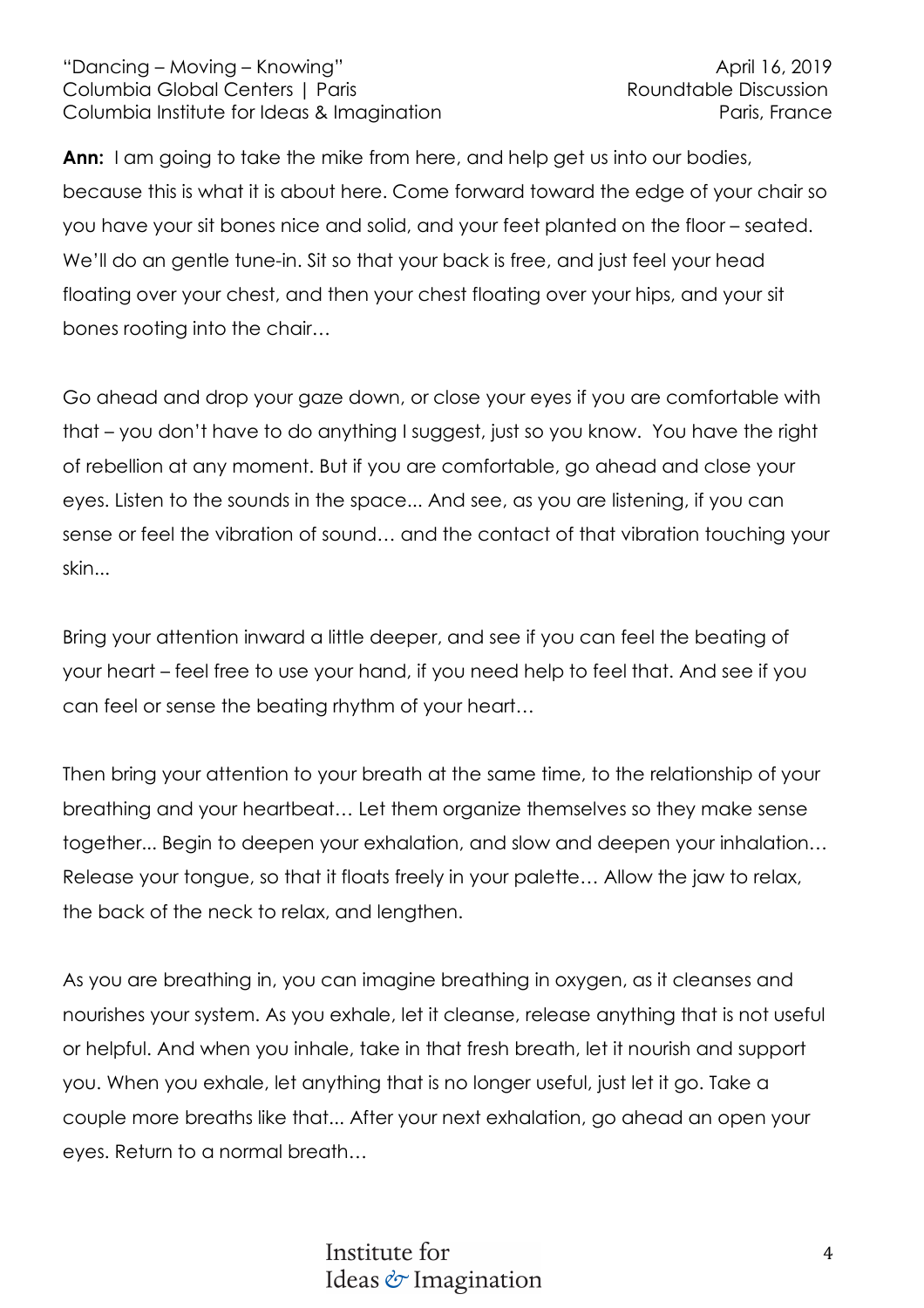**Ann:** I am going to take the mike from here, and help get us into our bodies, because this is what it is about here. Come forward toward the edge of your chair so you have your sit bones nice and solid, and your feet planted on the floor – seated. We'll do an gentle tune-in. Sit so that your back is free, and just feel your head floating over your chest, and then your chest floating over your hips, and your sit bones rooting into the chair…

Go ahead and drop your gaze down, or close your eyes if you are comfortable with that – you don't have to do anything I suggest, just so you know. You have the right of rebellion at any moment. But if you are comfortable, go ahead and close your eyes. Listen to the sounds in the space... And see, as you are listening, if you can sense or feel the vibration of sound… and the contact of that vibration touching your skin...

Bring your attention inward a little deeper, and see if you can feel the beating of your heart – feel free to use your hand, if you need help to feel that. And see if you can feel or sense the beating rhythm of your heart…

Then bring your attention to your breath at the same time, to the relationship of your breathing and your heartbeat… Let them organize themselves so they make sense together... Begin to deepen your exhalation, and slow and deepen your inhalation… Release your tongue, so that it floats freely in your palette… Allow the jaw to relax, the back of the neck to relax, and lengthen.

As you are breathing in, you can imagine breathing in oxygen, as it cleanses and nourishes your system. As you exhale, let it cleanse, release anything that is not useful or helpful. And when you inhale, take in that fresh breath, let it nourish and support you. When you exhale, let anything that is no longer useful, just let it go. Take a couple more breaths like that... After your next exhalation, go ahead an open your eyes. Return to a normal breath…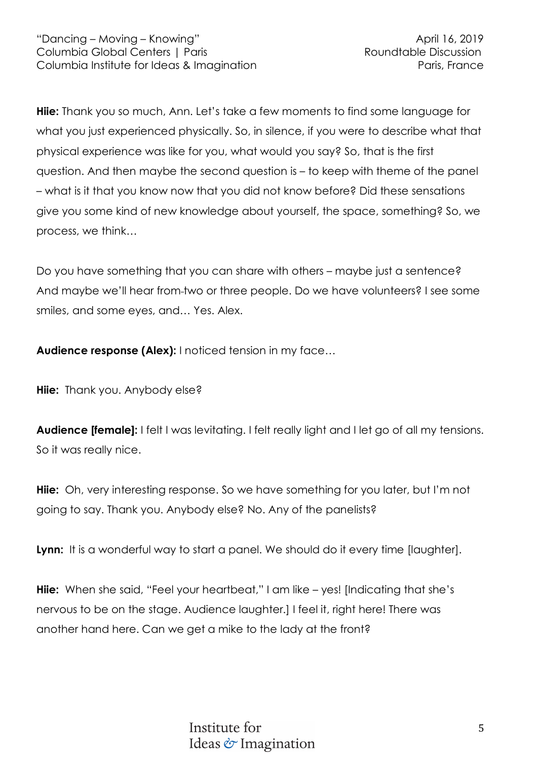**Hiie:** Thank you so much, Ann. Let's take a few moments to find some language for what you just experienced physically. So, in silence, if you were to describe what that physical experience was like for you, what would you say? So, that is the first question. And then maybe the second question is – to keep with theme of the panel – what is it that you know now that you did not know before? Did these sensations give you some kind of new knowledge about yourself, the space, something? So, we process, we think…

Do you have something that you can share with others – maybe just a sentence? And maybe we'll hear from two or three people. Do we have volunteers? I see some smiles, and some eyes, and… Yes. Alex.

**Audience response (Alex):** I noticed tension in my face…

**Hiie:** Thank you. Anybody else?

**Audience [female]:** I felt I was levitating. I felt really light and I let go of all my tensions. So it was really nice.

**Hiie:** Oh, very interesting response. So we have something for you later, but I'm not going to say. Thank you. Anybody else? No. Any of the panelists?

**Lynn:** It is a wonderful way to start a panel. We should do it every time [laughter].

**Hiie:** When she said, "Feel your heartbeat," I am like – yes! [Indicating that she's nervous to be on the stage. Audience laughter.] I feel it, right here! There was another hand here. Can we get a mike to the lady at the front?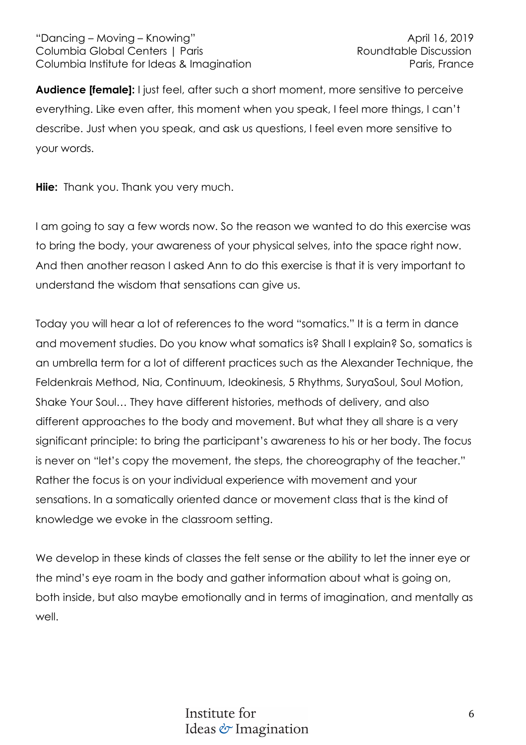**Audience [female]:** I just feel, after such a short moment, more sensitive to perceive everything. Like even after, this moment when you speak, I feel more things, I can't describe. Just when you speak, and ask us questions, I feel even more sensitive to your words.

**Hiie:** Thank you. Thank you very much.

I am going to say a few words now. So the reason we wanted to do this exercise was to bring the body, your awareness of your physical selves, into the space right now. And then another reason I asked Ann to do this exercise is that it is very important to understand the wisdom that sensations can give us.

Today you will hear a lot of references to the word "somatics." It is a term in dance and movement studies. Do you know what somatics is? Shall I explain? So, somatics is an umbrella term for a lot of different practices such as the Alexander Technique, the Feldenkrais Method, Nia, Continuum, Ideokinesis, 5 Rhythms, SuryaSoul, Soul Motion, Shake Your Soul… They have different histories, methods of delivery, and also different approaches to the body and movement. But what they all share is a very significant principle: to bring the participant's awareness to his or her body. The focus is never on "let's copy the movement, the steps, the choreography of the teacher." Rather the focus is on your individual experience with movement and your sensations. In a somatically oriented dance or movement class that is the kind of knowledge we evoke in the classroom setting.

We develop in these kinds of classes the felt sense or the ability to let the inner eye or the mind's eye roam in the body and gather information about what is going on, both inside, but also maybe emotionally and in terms of imagination, and mentally as well.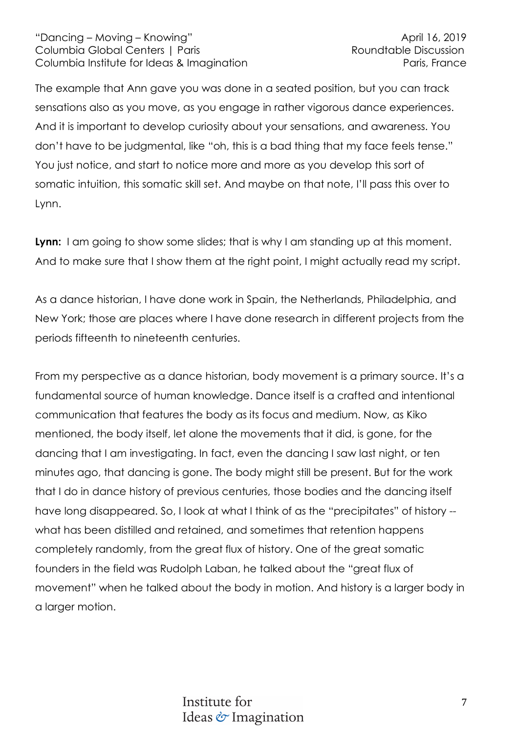The example that Ann gave you was done in a seated position, but you can track sensations also as you move, as you engage in rather vigorous dance experiences. And it is important to develop curiosity about your sensations, and awareness. You don't have to be judgmental, like "oh, this is a bad thing that my face feels tense." You just notice, and start to notice more and more as you develop this sort of somatic intuition, this somatic skill set. And maybe on that note, I'll pass this over to Lynn.

**Lynn:** I am going to show some slides; that is why I am standing up at this moment. And to make sure that I show them at the right point, I might actually read my script.

As a dance historian, I have done work in Spain, the Netherlands, Philadelphia, and New York; those are places where I have done research in different projects from the periods fifteenth to nineteenth centuries.

From my perspective as a dance historian, body movement is a primary source. It's a fundamental source of human knowledge. Dance itself is a crafted and intentional communication that features the body as its focus and medium. Now, as Kiko mentioned, the body itself, let alone the movements that it did, is gone, for the dancing that I am investigating. In fact, even the dancing I saw last night, or ten minutes ago, that dancing is gone. The body might still be present. But for the work that I do in dance history of previous centuries, those bodies and the dancing itself have long disappeared. So, I look at what I think of as the "precipitates" of history -- what has been distilled and retained, and sometimes that retention happens completely randomly, from the great flux of history. One of the great somatic founders in the field was Rudolph Laban, he talked about the "great flux of movement" when he talked about the body in motion. And history is a larger body in a larger motion.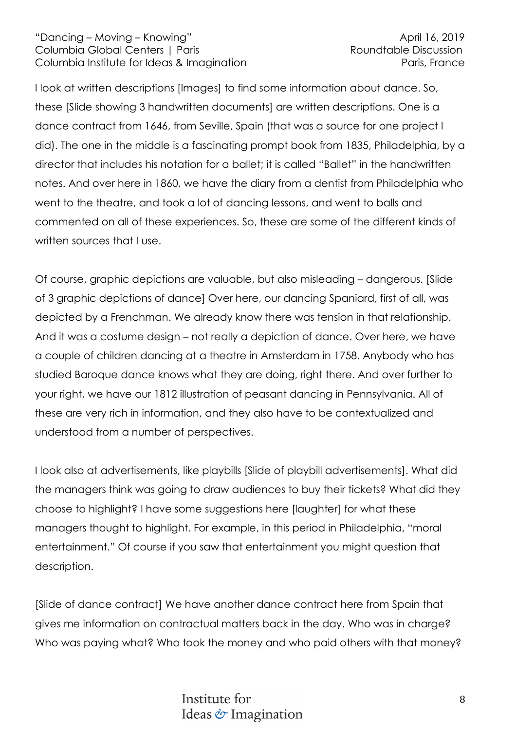I look at written descriptions [Images] to find some information about dance. So, these [Slide showing 3 handwritten documents] are written descriptions. One is a dance contract from 1646, from Seville, Spain (that was a source for one project I did). The one in the middle is a fascinating prompt book from 1835, Philadelphia, by a director that includes his notation for a ballet; it is called "Ballet" in the handwritten notes. And over here in 1860, we have the diary from a dentist from Philadelphia who went to the theatre, and took a lot of dancing lessons, and went to balls and commented on all of these experiences. So, these are some of the different kinds of written sources that I use.

Of course, graphic depictions are valuable, but also misleading – dangerous. [Slide of 3 graphic depictions of dance] Over here, our dancing Spaniard, first of all, was depicted by a Frenchman. We already know there was tension in that relationship. And it was a costume design – not really a depiction of dance. Over here, we have a couple of children dancing at a theatre in Amsterdam in 1758. Anybody who has studied Baroque dance knows what they are doing, right there. And over further to your right, we have our 1812 illustration of peasant dancing in Pennsylvania. All of these are very rich in information, and they also have to be contextualized and understood from a number of perspectives.

I look also at advertisements, like playbills [Slide of playbill advertisements]. What did the managers think was going to draw audiences to buy their tickets? What did they choose to highlight? I have some suggestions here [laughter] for what these managers thought to highlight. For example, in this period in Philadelphia, "moral entertainment." Of course if you saw that entertainment you might question that description.

[Slide of dance contract] We have another dance contract here from Spain that gives me information on contractual matters back in the day. Who was in charge? Who was paying what? Who took the money and who paid others with that money?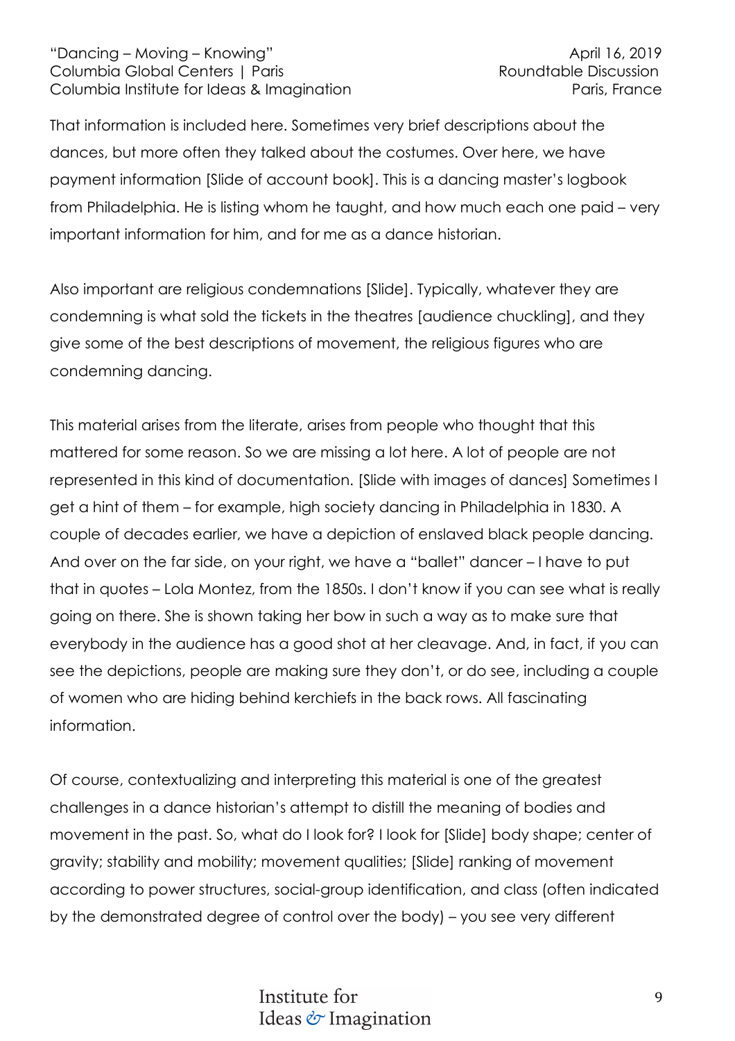That information is included here. Sometimes very brief descriptions about the dances, but more often they talked about the costumes. Over here, we have payment information [Slide of account book]. This is a dancing master's logbook from Philadelphia. He is listing whom he taught, and how much each one paid – very important information for him, and for me as a dance historian.

Also important are religious condemnations [Slide]. Typically, whatever they are condemning is what sold the tickets in the theatres [audience chuckling], and they give some of the best descriptions of movement, the religious figures who are condemning dancing.

This material arises from the literate, arises from people who thought that this mattered for some reason. So we are missing a lot here. A lot of people are not represented in this kind of documentation. [Slide with images of dances] Sometimes I get a hint of them – for example, high society dancing in Philadelphia in 1830. A couple of decades earlier, we have a depiction of enslaved black people dancing. And over on the far side, on your right, we have a "ballet" dancer – I have to put that in quotes – Lola Montez, from the 1850s. I don't know if you can see what is really going on there. She is shown taking her bow in such a way as to make sure that everybody in the audience has a good shot at her cleavage. And, in fact, if you can see the depictions, people are making sure they don't, or do see, including a couple of women who are hiding behind kerchiefs in the back rows. All fascinating information.

Of course, contextualizing and interpreting this material is one of the greatest challenges in a dance historian's attempt to distill the meaning of bodies and movement in the past. So, what do I look for? I look for [Slide] body shape; center of gravity; stability and mobility; movement qualities; [Slide] ranking of movement according to power structures, social-group identification, and class (often indicated by the demonstrated degree of control over the body) – you see very different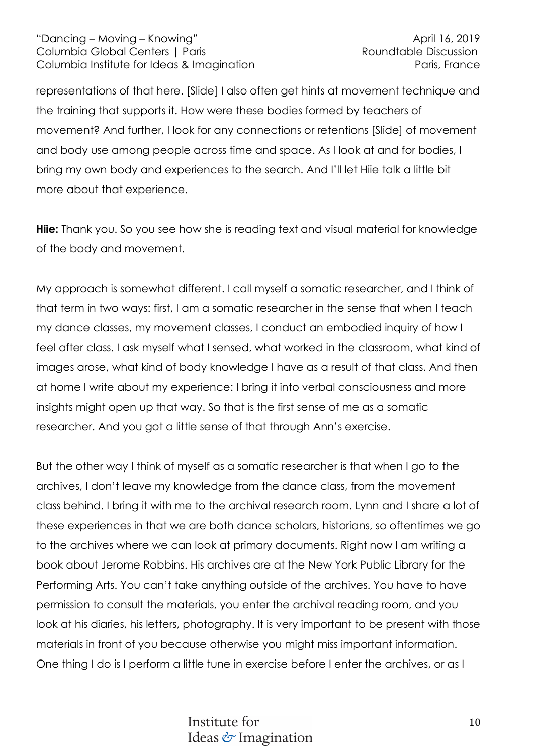representations of that here. [Slide] I also often get hints at movement technique and the training that supports it. How were these bodies formed by teachers of movement? And further, I look for any connections or retentions [Slide] of movement and body use among people across time and space. As I look at and for bodies, I bring my own body and experiences to the search. And I'll let Hiie talk a little bit more about that experience.

**Hiie:** Thank you. So you see how she is reading text and visual material for knowledge of the body and movement.

My approach is somewhat different. I call myself a somatic researcher, and I think of that term in two ways: first, I am a somatic researcher in the sense that when I teach my dance classes, my movement classes, I conduct an embodied inquiry of how I feel after class. I ask myself what I sensed, what worked in the classroom, what kind of images arose, what kind of body knowledge I have as a result of that class. And then at home I write about my experience: I bring it into verbal consciousness and more insights might open up that way. So that is the first sense of me as a somatic researcher. And you got a little sense of that through Ann's exercise.

But the other way I think of myself as a somatic researcher is that when I go to the archives, I don't leave my knowledge from the dance class, from the movement class behind. I bring it with me to the archival research room. Lynn and I share a lot of these experiences in that we are both dance scholars, historians, so oftentimes we go to the archives where we can look at primary documents. Right now I am writing a book about Jerome Robbins. His archives are at the New York Public Library for the Performing Arts. You can't take anything outside of the archives. You have to have permission to consult the materials, you enter the archival reading room, and you look at his diaries, his letters, photography. It is very important to be present with those materials in front of you because otherwise you might miss important information. One thing I do is I perform a little tune in exercise before I enter the archives, or as I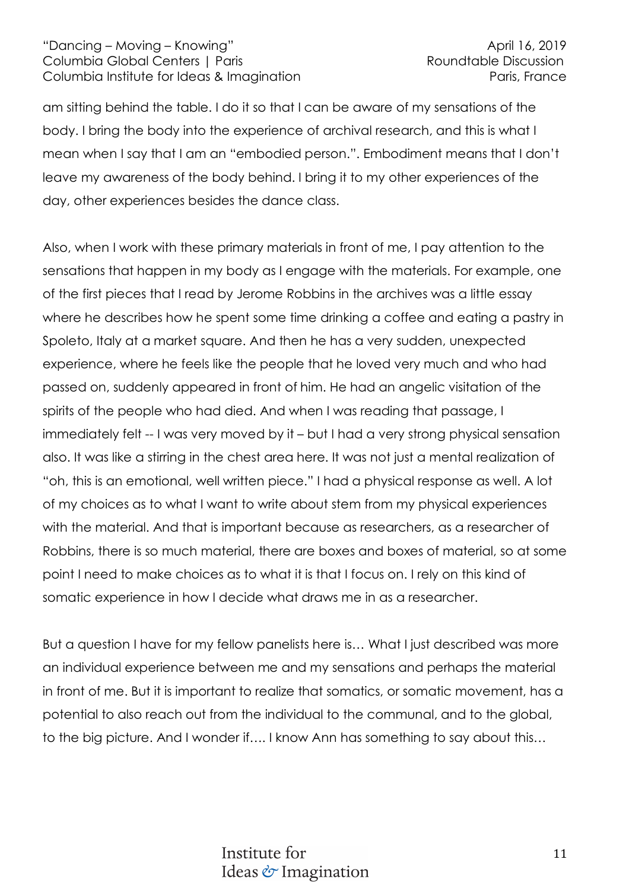am sitting behind the table. I do it so that I can be aware of my sensations of the body. I bring the body into the experience of archival research, and this is what I mean when I say that I am an "embodied person.". Embodiment means that I don't leave my awareness of the body behind. I bring it to my other experiences of the day, other experiences besides the dance class.

Also, when I work with these primary materials in front of me, I pay attention to the sensations that happen in my body as I engage with the materials. For example, one of the first pieces that I read by Jerome Robbins in the archives was a little essay where he describes how he spent some time drinking a coffee and eating a pastry in Spoleto, Italy at a market square. And then he has a very sudden, unexpected experience, where he feels like the people that he loved very much and who had passed on, suddenly appeared in front of him. He had an angelic visitation of the spirits of the people who had died. And when I was reading that passage, I immediately felt -- I was very moved by it – but I had a very strong physical sensation also. It was like a stirring in the chest area here. It was not just a mental realization of "oh, this is an emotional, well written piece." I had a physical response as well. A lot of my choices as to what I want to write about stem from my physical experiences with the material. And that is important because as researchers, as a researcher of Robbins, there is so much material, there are boxes and boxes of material, so at some point I need to make choices as to what it is that I focus on. I rely on this kind of somatic experience in how I decide what draws me in as a researcher.

But a question I have for my fellow panelists here is… What I just described was more an individual experience between me and my sensations and perhaps the material in front of me. But it is important to realize that somatics, or somatic movement, has a potential to also reach out from the individual to the communal, and to the global, to the big picture. And I wonder if…. I know Ann has something to say about this…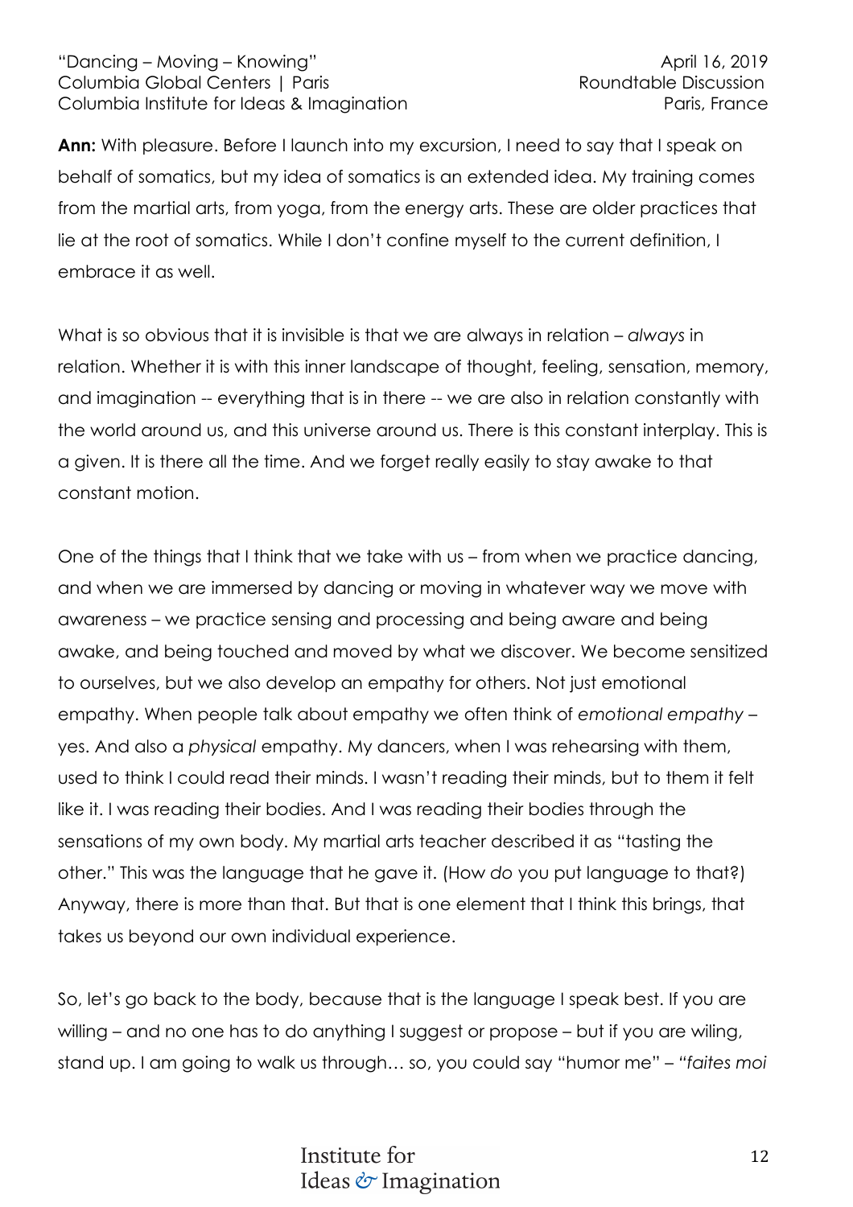**Ann:** With pleasure. Before I launch into my excursion, I need to say that I speak on behalf of somatics, but my idea of somatics is an extended idea. My training comes from the martial arts, from yoga, from the energy arts. These are older practices that lie at the root of somatics. While I don't confine myself to the current definition, I embrace it as well.

What is so obvious that it is invisible is that we are always in relation – *always* in relation. Whether it is with this inner landscape of thought, feeling, sensation, memory, and imagination -- everything that is in there -- we are also in relation constantly with the world around us, and this universe around us. There is this constant interplay. This is a given. It is there all the time. And we forget really easily to stay awake to that constant motion.

One of the things that I think that we take with us – from when we practice dancing, and when we are immersed by dancing or moving in whatever way we move with awareness – we practice sensing and processing and being aware and being awake, and being touched and moved by what we discover. We become sensitized to ourselves, but we also develop an empathy for others. Not just emotional empathy. When people talk about empathy we often think of *emotional empathy* – yes. And also a *physical* empathy. My dancers, when I was rehearsing with them, used to think I could read their minds. I wasn't reading their minds, but to them it felt like it. I was reading their bodies. And I was reading their bodies through the sensations of my own body. My martial arts teacher described it as "tasting the other." This was the language that he gave it. (How *do* you put language to that?) Anyway, there is more than that. But that is one element that I think this brings, that takes us beyond our own individual experience.

So, let's go back to the body, because that is the language I speak best. If you are willing – and no one has to do anything I suggest or propose – but if you are wiling, stand up. I am going to walk us through… so, you could say "humor me" – "*faites moi*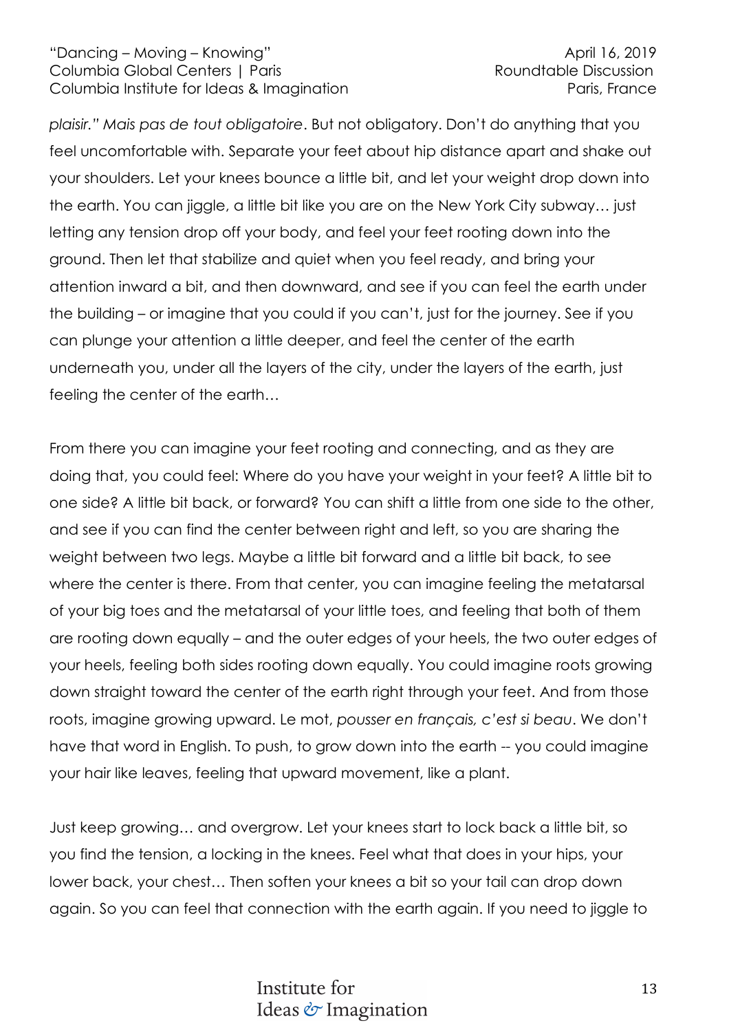*plaisir." Mais pas de tout obligatoire*. But not obligatory. Don't do anything that you feel uncomfortable with. Separate your feet about hip distance apart and shake out your shoulders. Let your knees bounce a little bit, and let your weight drop down into the earth. You can jiggle, a little bit like you are on the New York City subway… just letting any tension drop off your body, and feel your feet rooting down into the ground. Then let that stabilize and quiet when you feel ready, and bring your attention inward a bit, and then downward, and see if you can feel the earth under the building – or imagine that you could if you can't, just for the journey. See if you can plunge your attention a little deeper, and feel the center of the earth underneath you, under all the layers of the city, under the layers of the earth, just feeling the center of the earth…

From there you can imagine your feet rooting and connecting, and as they are doing that, you could feel: Where do you have your weight in your feet? A little bit to one side? A little bit back, or forward? You can shift a little from one side to the other, and see if you can find the center between right and left, so you are sharing the weight between two legs. Maybe a little bit forward and a little bit back, to see where the center is there. From that center, you can imagine feeling the metatarsal of your big toes and the metatarsal of your little toes, and feeling that both of them are rooting down equally – and the outer edges of your heels, the two outer edges of your heels, feeling both sides rooting down equally. You could imagine roots growing down straight toward the center of the earth right through your feet. And from those roots, imagine growing upward. Le mot, *pousser en français, c'est si beau*. We don't have that word in English. To push, to grow down into the earth -- you could imagine your hair like leaves, feeling that upward movement, like a plant.

Just keep growing… and overgrow. Let your knees start to lock back a little bit, so you find the tension, a locking in the knees. Feel what that does in your hips, your lower back, your chest… Then soften your knees a bit so your tail can drop down again. So you can feel that connection with the earth again. If you need to jiggle to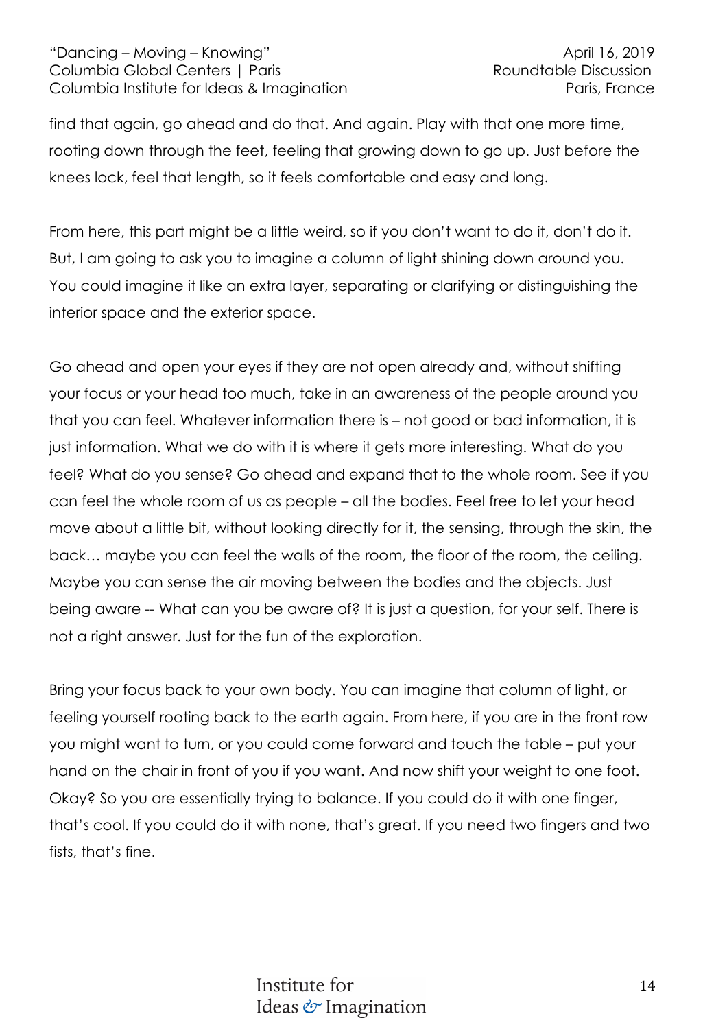find that again, go ahead and do that. And again. Play with that one more time, rooting down through the feet, feeling that growing down to go up. Just before the knees lock, feel that length, so it feels comfortable and easy and long.

From here, this part might be a little weird, so if you don't want to do it, don't do it. But, I am going to ask you to imagine a column of light shining down around you. You could imagine it like an extra layer, separating or clarifying or distinguishing the interior space and the exterior space.

Go ahead and open your eyes if they are not open already and, without shifting your focus or your head too much, take in an awareness of the people around you that you can feel. Whatever information there is – not good or bad information, it is just information. What we do with it is where it gets more interesting. What do you feel? What do you sense? Go ahead and expand that to the whole room. See if you can feel the whole room of us as people – all the bodies. Feel free to let your head move about a little bit, without looking directly for it, the sensing, through the skin, the back… maybe you can feel the walls of the room, the floor of the room, the ceiling. Maybe you can sense the air moving between the bodies and the objects. Just being aware -- What can you be aware of? It is just a question, for your self. There is not a right answer. Just for the fun of the exploration.

Bring your focus back to your own body. You can imagine that column of light, or feeling yourself rooting back to the earth again. From here, if you are in the front row you might want to turn, or you could come forward and touch the table – put your hand on the chair in front of you if you want. And now shift your weight to one foot. Okay? So you are essentially trying to balance. If you could do it with one finger, that's cool. If you could do it with none, that's great. If you need two fingers and two fists, that's fine.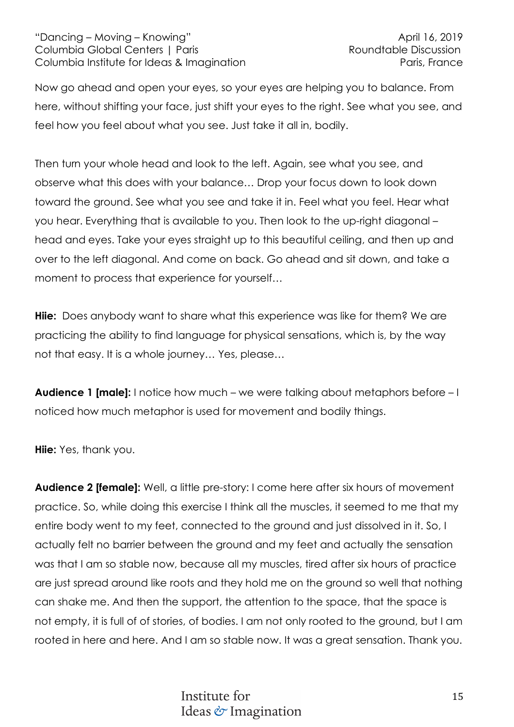Now go ahead and open your eyes, so your eyes are helping you to balance. From here, without shifting your face, just shift your eyes to the right. See what you see, and feel how you feel about what you see. Just take it all in, bodily.

Then turn your whole head and look to the left. Again, see what you see, and observe what this does with your balance… Drop your focus down to look down toward the ground. See what you see and take it in. Feel what you feel. Hear what you hear. Everything that is available to you. Then look to the up-right diagonal – head and eyes. Take your eyes straight up to this beautiful ceiling, and then up and over to the left diagonal. And come on back. Go ahead and sit down, and take a moment to process that experience for yourself…

**Hiie:** Does anybody want to share what this experience was like for them? We are practicing the ability to find language for physical sensations, which is, by the way not that easy. It is a whole journey… Yes, please…

**Audience 1 [male]:** I notice how much – we were talking about metaphors before – I noticed how much metaphor is used for movement and bodily things.

**Hiie:** Yes, thank you.

**Audience 2 [female]:** Well, a little pre-story: I come here after six hours of movement practice. So, while doing this exercise I think all the muscles, it seemed to me that my entire body went to my feet, connected to the ground and just dissolved in it. So, I actually felt no barrier between the ground and my feet and actually the sensation was that I am so stable now, because all my muscles, tired after six hours of practice are just spread around like roots and they hold me on the ground so well that nothing can shake me. And then the support, the attention to the space, that the space is not empty, it is full of of stories, of bodies. I am not only rooted to the ground, but I am rooted in here and here. And I am so stable now. It was a great sensation. Thank you.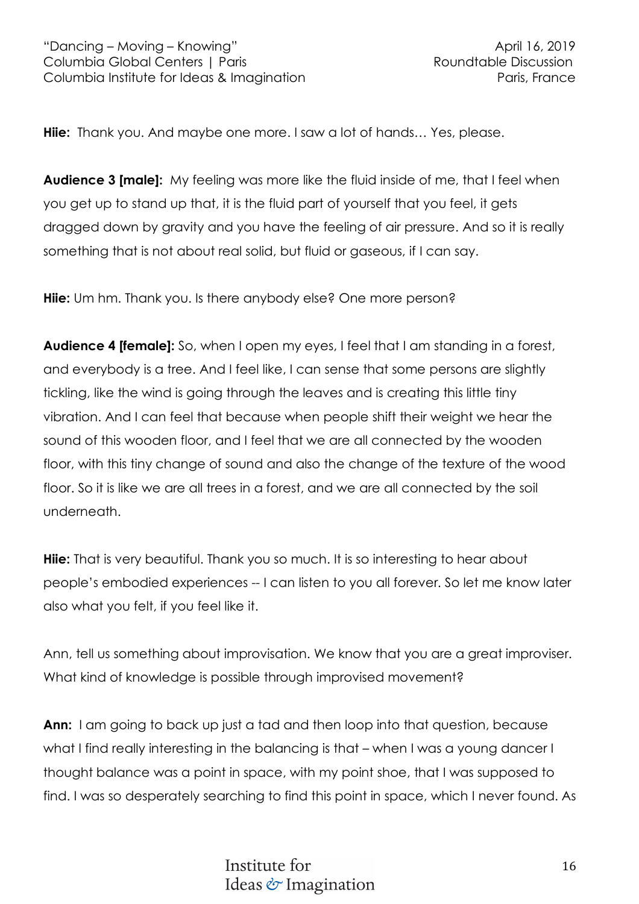**Hiie:** Thank you. And maybe one more. I saw a lot of hands… Yes, please.

**Audience 3 [male]:** My feeling was more like the fluid inside of me, that I feel when you get up to stand up that, it is the fluid part of yourself that you feel, it gets dragged down by gravity and you have the feeling of air pressure. And so it is really something that is not about real solid, but fluid or gaseous, if I can say.

**Hiie:** Um hm. Thank you. Is there anybody else? One more person?

**Audience 4 [female]:** So, when I open my eyes, I feel that I am standing in a forest, and everybody is a tree. And I feel like, I can sense that some persons are slightly tickling, like the wind is going through the leaves and is creating this little tiny vibration. And I can feel that because when people shift their weight we hear the sound of this wooden floor, and I feel that we are all connected by the wooden floor, with this tiny change of sound and also the change of the texture of the wood floor. So it is like we are all trees in a forest, and we are all connected by the soil underneath.

**Hiie:** That is very beautiful. Thank you so much. It is so interesting to hear about people's embodied experiences -- I can listen to you all forever. So let me know later also what you felt, if you feel like it.

Ann, tell us something about improvisation. We know that you are a great improviser. What kind of knowledge is possible through improvised movement?

**Ann:** I am going to back up just a tad and then loop into that question, because what I find really interesting in the balancing is that – when I was a young dancer I thought balance was a point in space, with my point shoe, that I was supposed to find. I was so desperately searching to find this point in space, which I never found. As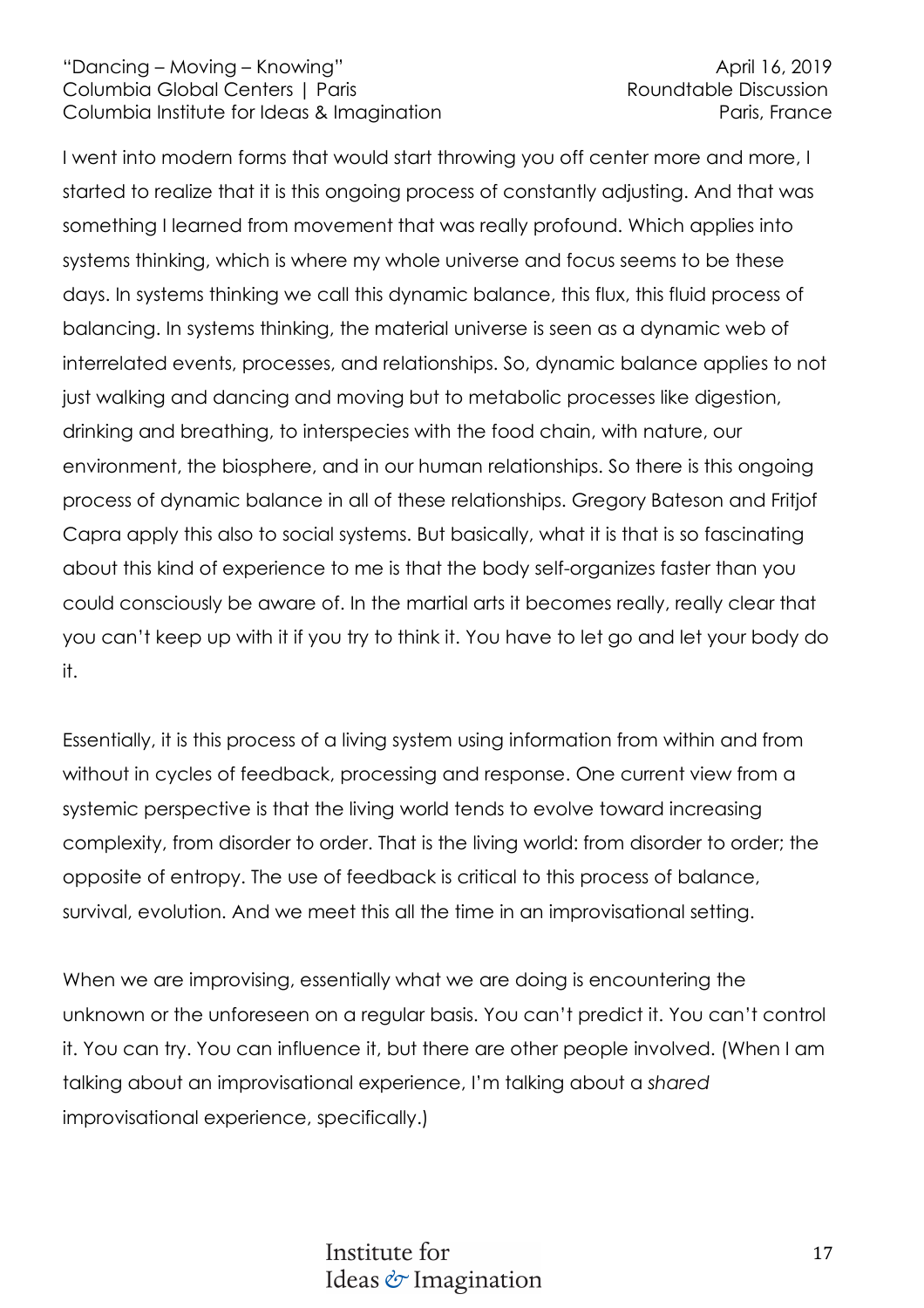I went into modern forms that would start throwing you off center more and more, I started to realize that it is this ongoing process of constantly adjusting. And that was something I learned from movement that was really profound. Which applies into systems thinking, which is where my whole universe and focus seems to be these days. In systems thinking we call this dynamic balance, this flux, this fluid process of balancing. In systems thinking, the material universe is seen as a dynamic web of interrelated events, processes, and relationships. So, dynamic balance applies to not just walking and dancing and moving but to metabolic processes like digestion, drinking and breathing, to interspecies with the food chain, with nature, our environment, the biosphere, and in our human relationships. So there is this ongoing process of dynamic balance in all of these relationships. Gregory Bateson and Fritjof Capra apply this also to social systems. But basically, what it is that is so fascinating about this kind of experience to me is that the body self-organizes faster than you could consciously be aware of. In the martial arts it becomes really, really clear that you can't keep up with it if you try to think it. You have to let go and let your body do it.

Essentially, it is this process of a living system using information from within and from without in cycles of feedback, processing and response. One current view from a systemic perspective is that the living world tends to evolve toward increasing complexity, from disorder to order. That is the living world: from disorder to order; the opposite of entropy. The use of feedback is critical to this process of balance, survival, evolution. And we meet this all the time in an improvisational setting.

When we are improvising, essentially what we are doing is encountering the unknown or the unforeseen on a regular basis. You can't predict it. You can't control it. You can try. You can influence it, but there are other people involved. (When I am talking about an improvisational experience, I'm talking about a *shared* improvisational experience, specifically.)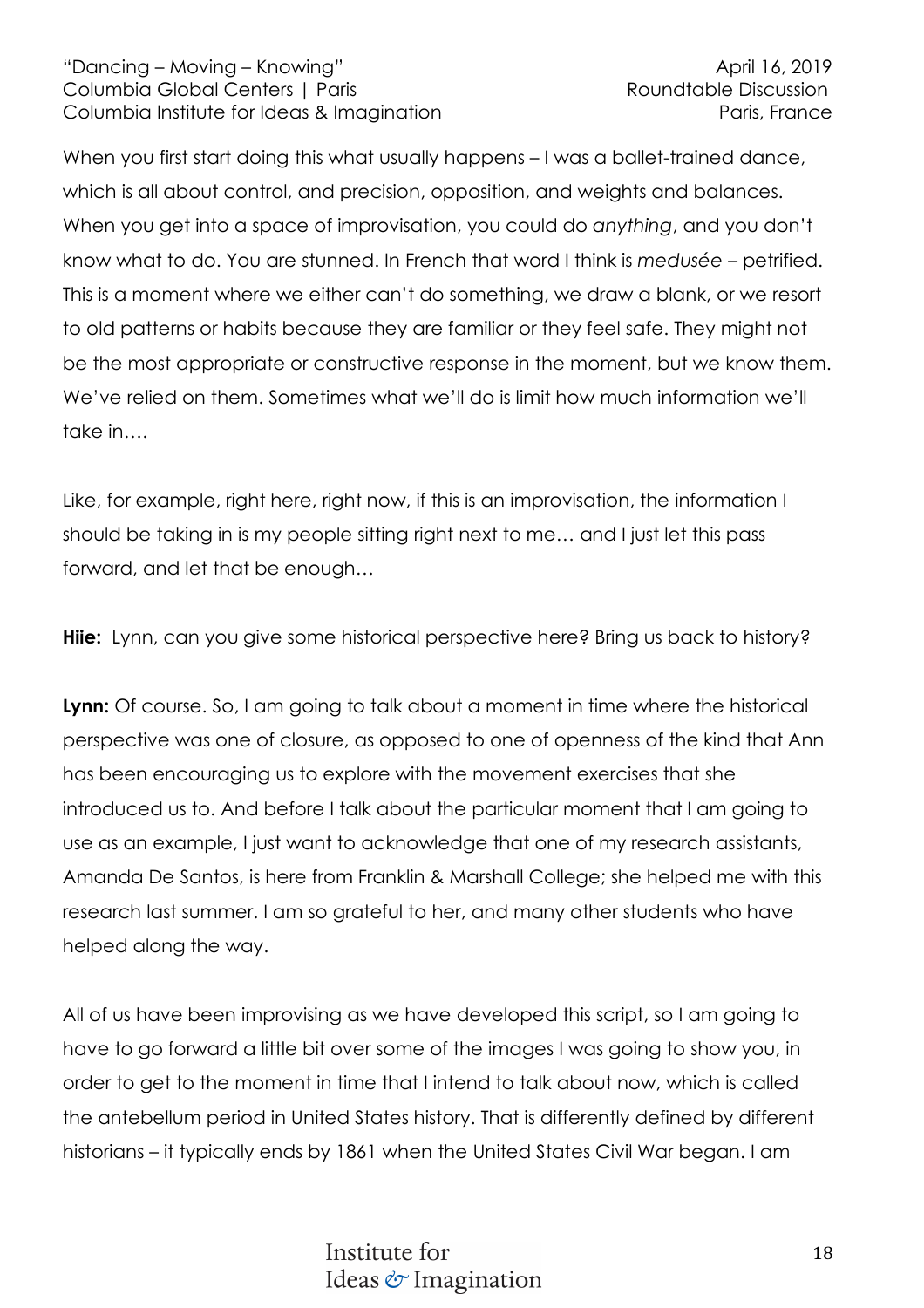When you first start doing this what usually happens – I was a ballet-trained dance, which is all about control, and precision, opposition, and weights and balances. When you get into a space of improvisation, you could do *anything*, and you don't know what to do. You are stunned. In French that word I think is *medusée* – petrified. This is a moment where we either can't do something, we draw a blank, or we resort to old patterns or habits because they are familiar or they feel safe. They might not be the most appropriate or constructive response in the moment, but we know them. We've relied on them. Sometimes what we'll do is limit how much information we'll take in….

Like, for example, right here, right now, if this is an improvisation, the information I should be taking in is my people sitting right next to me… and I just let this pass forward, and let that be enough…

**Hiie:** Lynn, can you give some historical perspective here? Bring us back to history?

**Lynn:** Of course. So, I am going to talk about a moment in time where the historical perspective was one of closure, as opposed to one of openness of the kind that Ann has been encouraging us to explore with the movement exercises that she introduced us to. And before I talk about the particular moment that I am going to use as an example, I just want to acknowledge that one of my research assistants, Amanda De Santos, is here from Franklin & Marshall College; she helped me with this research last summer. I am so grateful to her, and many other students who have helped along the way.

All of us have been improvising as we have developed this script, so I am going to have to go forward a little bit over some of the images I was going to show you, in order to get to the moment in time that I intend to talk about now, which is called the antebellum period in United States history. That is differently defined by different historians – it typically ends by 1861 when the United States Civil War began. I am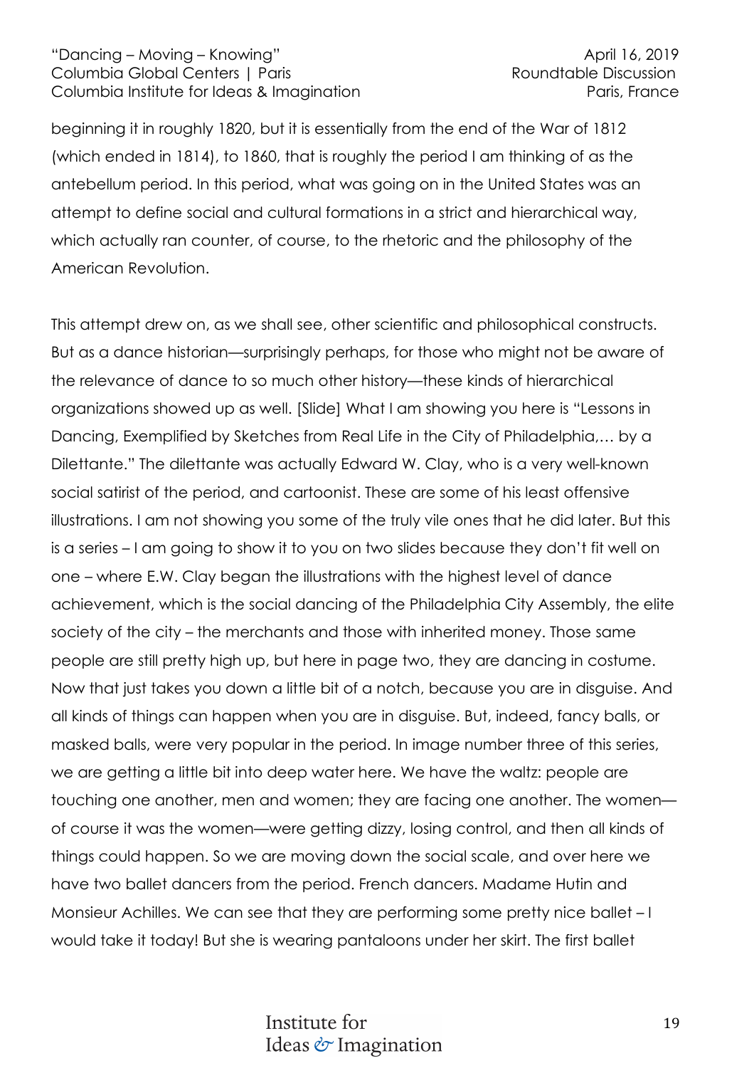beginning it in roughly 1820, but it is essentially from the end of the War of 1812 (which ended in 1814), to 1860, that is roughly the period I am thinking of as the antebellum period. In this period, what was going on in the United States was an attempt to define social and cultural formations in a strict and hierarchical way, which actually ran counter, of course, to the rhetoric and the philosophy of the American Revolution.

This attempt drew on, as we shall see, other scientific and philosophical constructs. But as a dance historian—surprisingly perhaps, for those who might not be aware of the relevance of dance to so much other history—these kinds of hierarchical organizations showed up as well. [Slide] What I am showing you here is "Lessons in Dancing, Exemplified by Sketches from Real Life in the City of Philadelphia,… by a Dilettante." The dilettante was actually Edward W. Clay, who is a very well-known social satirist of the period, and cartoonist. These are some of his least offensive illustrations. I am not showing you some of the truly vile ones that he did later. But this is a series – I am going to show it to you on two slides because they don't fit well on one – where E.W. Clay began the illustrations with the highest level of dance achievement, which is the social dancing of the Philadelphia City Assembly, the elite society of the city – the merchants and those with inherited money. Those same people are still pretty high up, but here in page two, they are dancing in costume. Now that just takes you down a little bit of a notch, because you are in disguise. And all kinds of things can happen when you are in disguise. But, indeed, fancy balls, or masked balls, were very popular in the period. In image number three of this series, we are getting a little bit into deep water here. We have the waltz: people are touching one another, men and women; they are facing one another. The women—of course it was the women—were getting dizzy, losing control, and then all kinds of things could happen. So we are moving down the social scale, and over here we have two ballet dancers from the period. French dancers. Madame Hutin and Monsieur Achilles. We can see that they are performing some pretty nice ballet – I would take it today! But she is wearing pantaloons under her skirt. The first ballet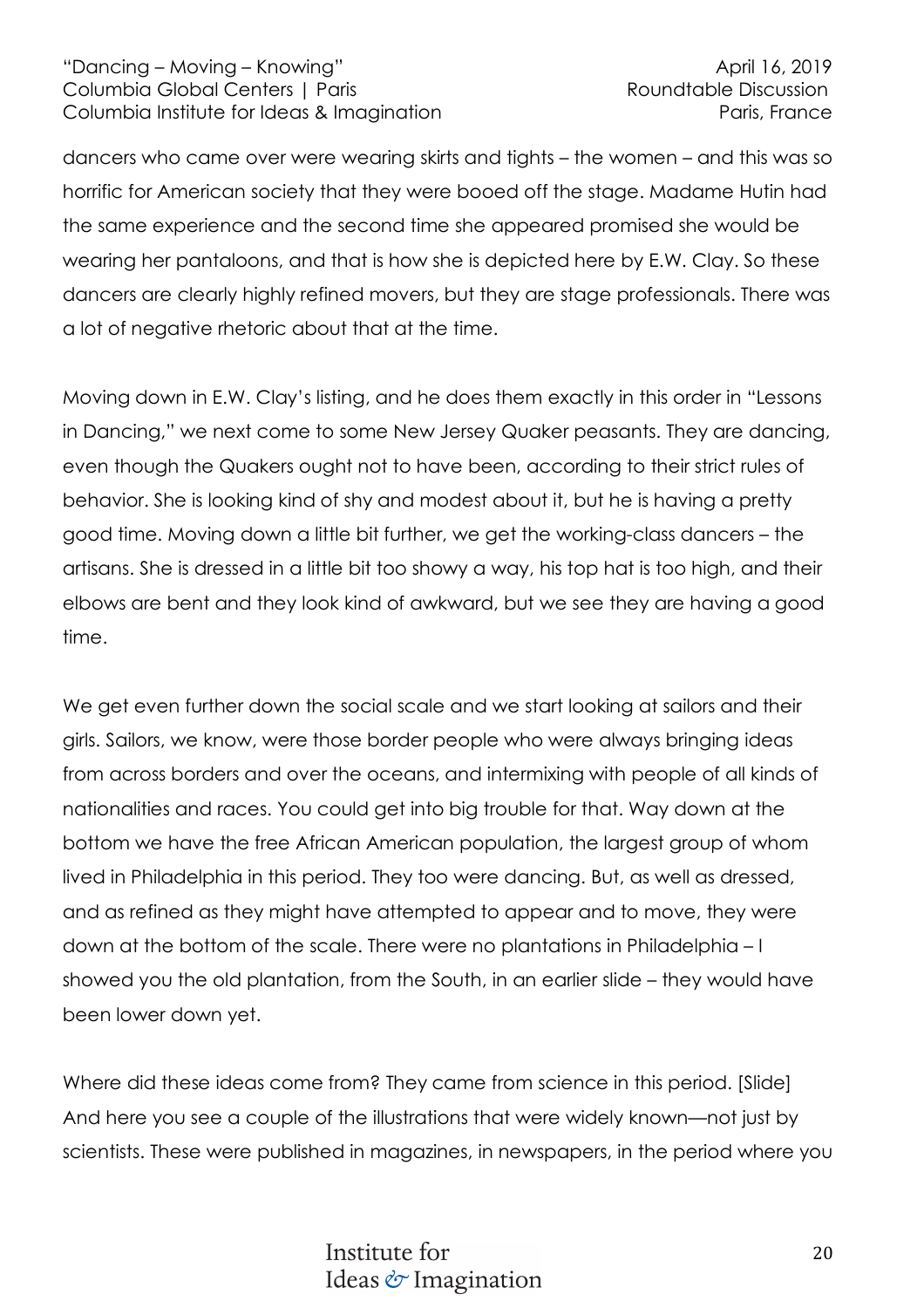dancers who came over were wearing skirts and tights – the women – and this was so horrific for American society that they were booed off the stage. Madame Hutin had the same experience and the second time she appeared promised she would be wearing her pantaloons, and that is how she is depicted here by E.W. Clay. So these dancers are clearly highly refined movers, but they are stage professionals. There was a lot of negative rhetoric about that at the time.

Moving down in E.W. Clay's listing, and he does them exactly in this order in "Lessons in Dancing," we next come to some New Jersey Quaker peasants. They are dancing, even though the Quakers ought not to have been, according to their strict rules of behavior. She is looking kind of shy and modest about it, but he is having a pretty good time. Moving down a little bit further, we get the working-class dancers – the artisans. She is dressed in a little bit too showy a way, his top hat is too high, and their elbows are bent and they look kind of awkward, but we see they are having a good time.

We get even further down the social scale and we start looking at sailors and their girls. Sailors, we know, were those border people who were always bringing ideas from across borders and over the oceans, and intermixing with people of all kinds of nationalities and races. You could get into big trouble for that. Way down at the bottom we have the free African American population, the largest group of whom lived in Philadelphia in this period. They too were dancing. But, as well as dressed, and as refined as they might have attempted to appear and to move, they were down at the bottom of the scale. There were no plantations in Philadelphia – I showed you the old plantation, from the South, in an earlier slide – they would have been lower down yet.

Where did these ideas come from? They came from science in this period. [Slide] And here you see a couple of the illustrations that were widely known—not just by scientists. These were published in magazines, in newspapers, in the period where you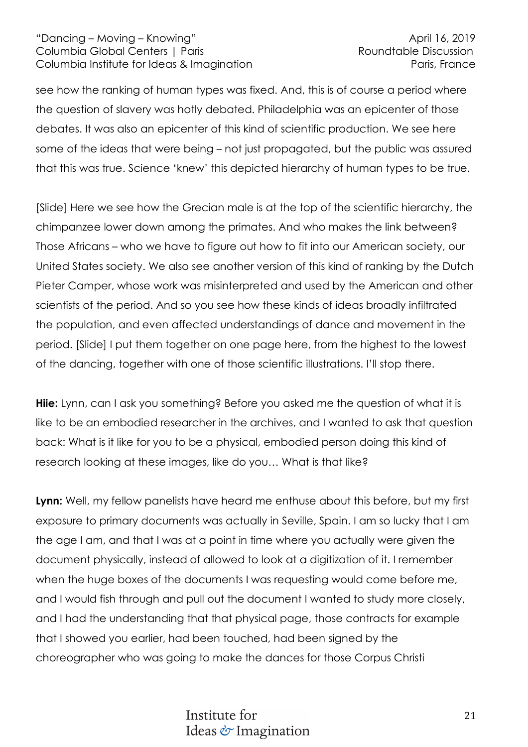see how the ranking of human types was fixed. And, this is of course a period where the question of slavery was hotly debated. Philadelphia was an epicenter of those debates. It was also an epicenter of this kind of scientific production. We see here some of the ideas that were being – not just propagated, but the public was assured that this was true. Science 'knew' this depicted hierarchy of human types to be true.

[Slide] Here we see how the Grecian male is at the top of the scientific hierarchy, the chimpanzee lower down among the primates. And who makes the link between? Those Africans – who we have to figure out how to fit into our American society, our United States society. We also see another version of this kind of ranking by the Dutch Pieter Camper, whose work was misinterpreted and used by the American and other scientists of the period. And so you see how these kinds of ideas broadly infiltrated the population, and even affected understandings of dance and movement in the period. [Slide] I put them together on one page here, from the highest to the lowest of the dancing, together with one of those scientific illustrations. I'll stop there.

**Hiie:** Lynn, can I ask you something? Before you asked me the question of what it is like to be an embodied researcher in the archives, and I wanted to ask that question back: What is it like for you to be a physical, embodied person doing this kind of research looking at these images, like do you… What is that like?

**Lynn:** Well, my fellow panelists have heard me enthuse about this before, but my first exposure to primary documents was actually in Seville, Spain. I am so lucky that I am the age I am, and that I was at a point in time where you actually were given the document physically, instead of allowed to look at a digitization of it. I remember when the huge boxes of the documents I was requesting would come before me, and I would fish through and pull out the document I wanted to study more closely, and I had the understanding that that physical page, those contracts for example that I showed you earlier, had been touched, had been signed by the choreographer who was going to make the dances for those Corpus Christi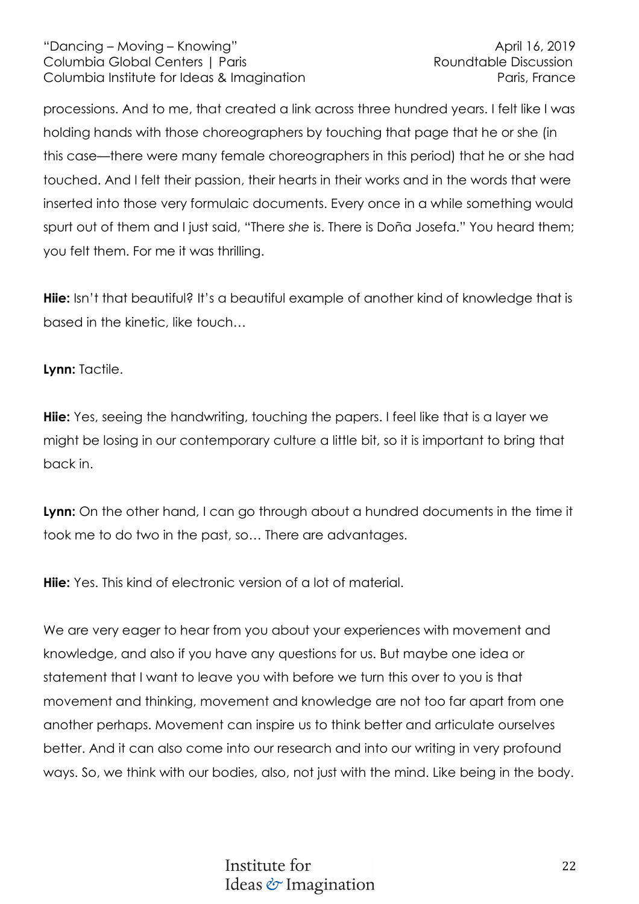processions. And to me, that created a link across three hundred years. I felt like I was holding hands with those choreographers by touching that page that he or she (in this case—there were many female choreographers in this period) that he or she had touched. And I felt their passion, their hearts in their works and in the words that were inserted into those very formulaic documents. Every once in a while something would spurt out of them and I just said, "There *she* is. There is Doña Josefa." You heard them; you felt them. For me it was thrilling.

**Hiie:** Isn't that beautiful? It's a beautiful example of another kind of knowledge that is based in the kinetic, like touch…

**Lynn:** Tactile.

**Hiie:** Yes, seeing the handwriting, touching the papers. I feel like that is a layer we might be losing in our contemporary culture a little bit, so it is important to bring that back in.

**Lynn:** On the other hand, I can go through about a hundred documents in the time it took me to do two in the past, so… There are advantages.

**Hiie:** Yes. This kind of electronic version of a lot of material.

We are very eager to hear from you about your experiences with movement and knowledge, and also if you have any questions for us. But maybe one idea or statement that I want to leave you with before we turn this over to you is that movement and thinking, movement and knowledge are not too far apart from one another perhaps. Movement can inspire us to think better and articulate ourselves better. And it can also come into our research and into our writing in very profound ways. So, we think with our bodies, also, not just with the mind. Like being in the body.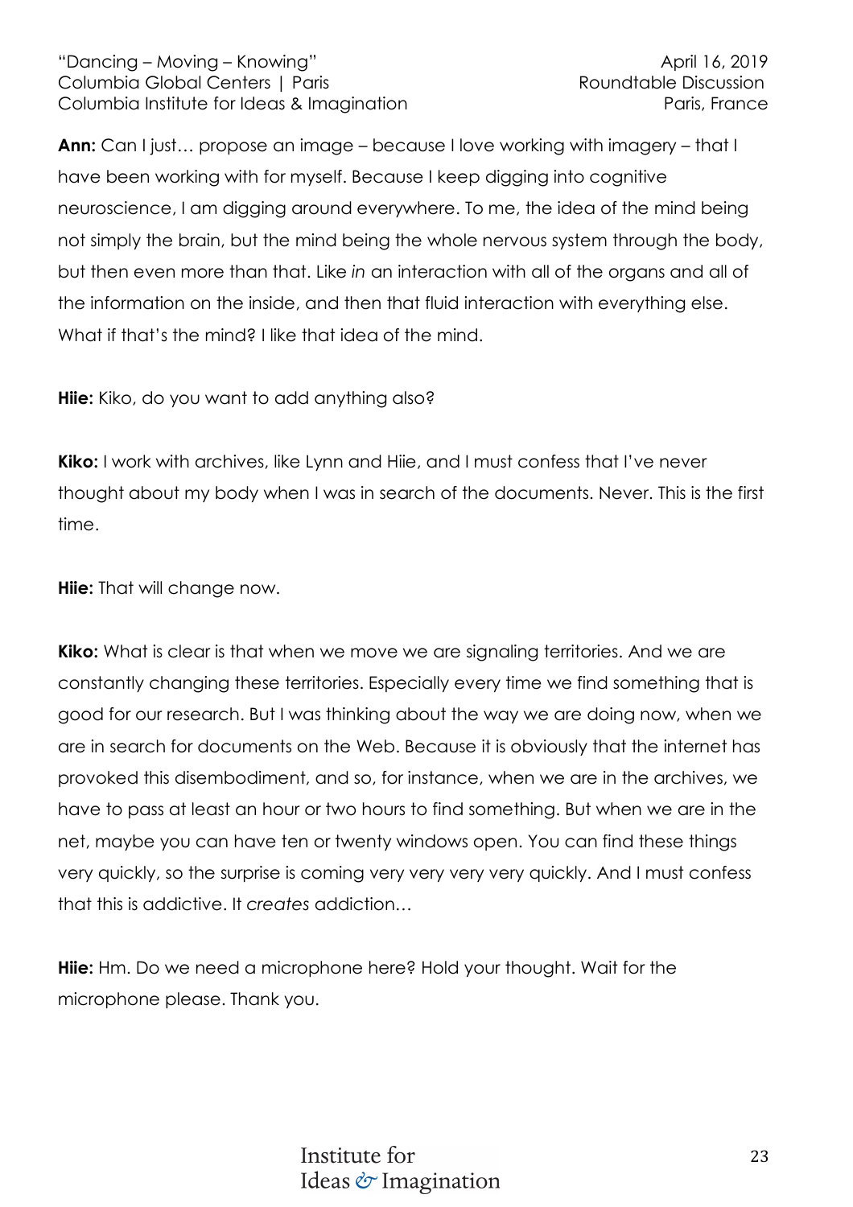**Ann:** Can I just… propose an image – because I love working with imagery – that I have been working with for myself. Because I keep digging into cognitive neuroscience, I am digging around everywhere. To me, the idea of the mind being not simply the brain, but the mind being the whole nervous system through the body, but then even more than that. Like *in* an interaction with all of the organs and all of the information on the inside, and then that fluid interaction with everything else. What if that's the mind? I like that idea of the mind.

**Hiie:** Kiko, do you want to add anything also?

**Kiko:** I work with archives, like Lynn and Hiie, and I must confess that I've never thought about my body when I was in search of the documents. Never. This is the first time.

**Hiie:** That will change now.

**Kiko:** What is clear is that when we move we are signaling territories. And we are constantly changing these territories. Especially every time we find something that is good for our research. But I was thinking about the way we are doing now, when we are in search for documents on the Web. Because it is obviously that the internet has provoked this disembodiment, and so, for instance, when we are in the archives, we have to pass at least an hour or two hours to find something. But when we are in the net, maybe you can have ten or twenty windows open. You can find these things very quickly, so the surprise is coming very very very very quickly. And I must confess that this is addictive. It *creates* addiction…

**Hiie:** Hm. Do we need a microphone here? Hold your thought. Wait for the microphone please. Thank you.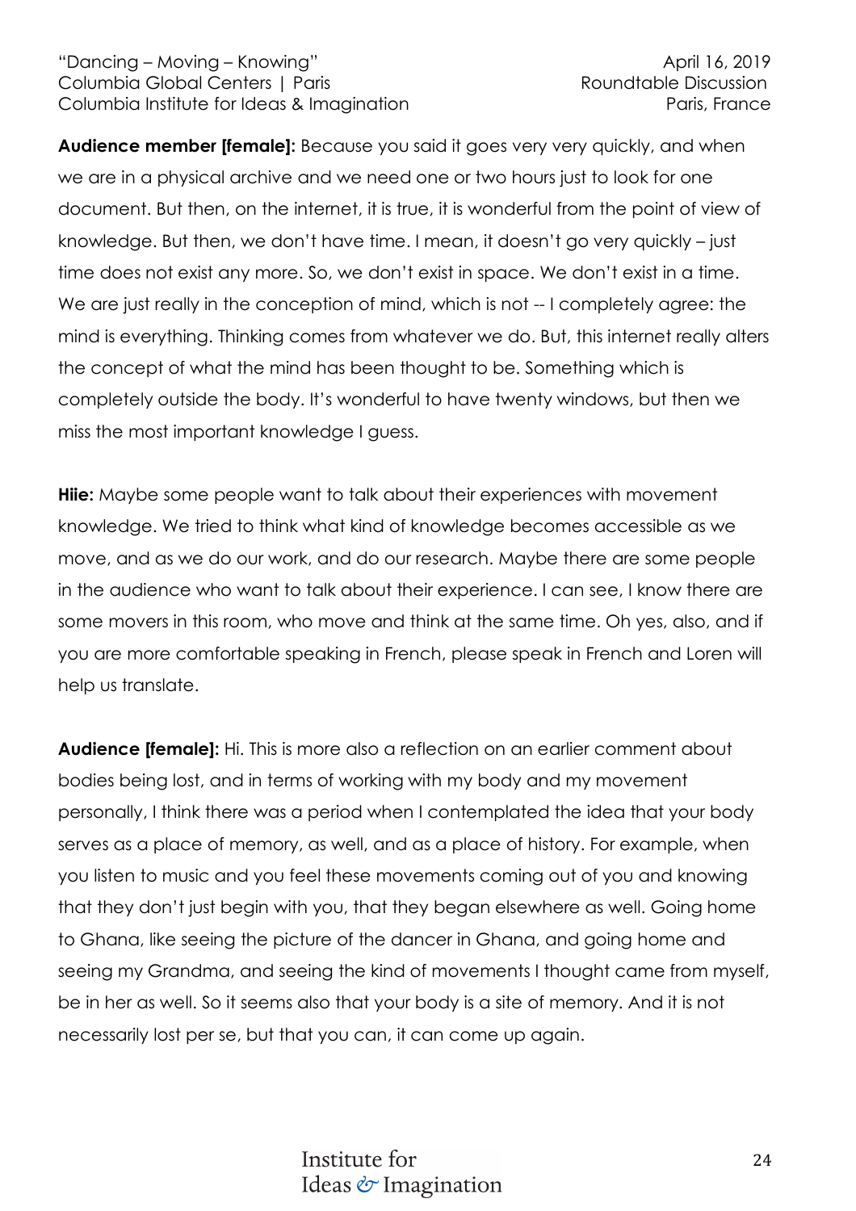**Audience member [female]:** Because you said it goes very very quickly, and when we are in a physical archive and we need one or two hours just to look for one document. But then, on the internet, it is true, it is wonderful from the point of view of knowledge. But then, we don't have time. I mean, it doesn't go very quickly – just time does not exist any more. So, we don't exist in space. We don't exist in a time. We are just really in the conception of mind, which is not -- I completely agree: the mind is everything. Thinking comes from whatever we do. But, this internet really alters the concept of what the mind has been thought to be. Something which is completely outside the body. It's wonderful to have twenty windows, but then we miss the most important knowledge I guess.

**Hiie:** Maybe some people want to talk about their experiences with movement knowledge. We tried to think what kind of knowledge becomes accessible as we move, and as we do our work, and do our research. Maybe there are some people in the audience who want to talk about their experience. I can see, I know there are some movers in this room, who move and think at the same time. Oh yes, also, and if you are more comfortable speaking in French, please speak in French and Loren will help us translate.

**Audience [female]:** Hi. This is more also a reflection on an earlier comment about bodies being lost, and in terms of working with my body and my movement personally, I think there was a period when I contemplated the idea that your body serves as a place of memory, as well, and as a place of history. For example, when you listen to music and you feel these movements coming out of you and knowing that they don't just begin with you, that they began elsewhere as well. Going home to Ghana, like seeing the picture of the dancer in Ghana, and going home and seeing my Grandma, and seeing the kind of movements I thought came from myself, be in her as well. So it seems also that your body is a site of memory. And it is not necessarily lost per se, but that you can, it can come up again.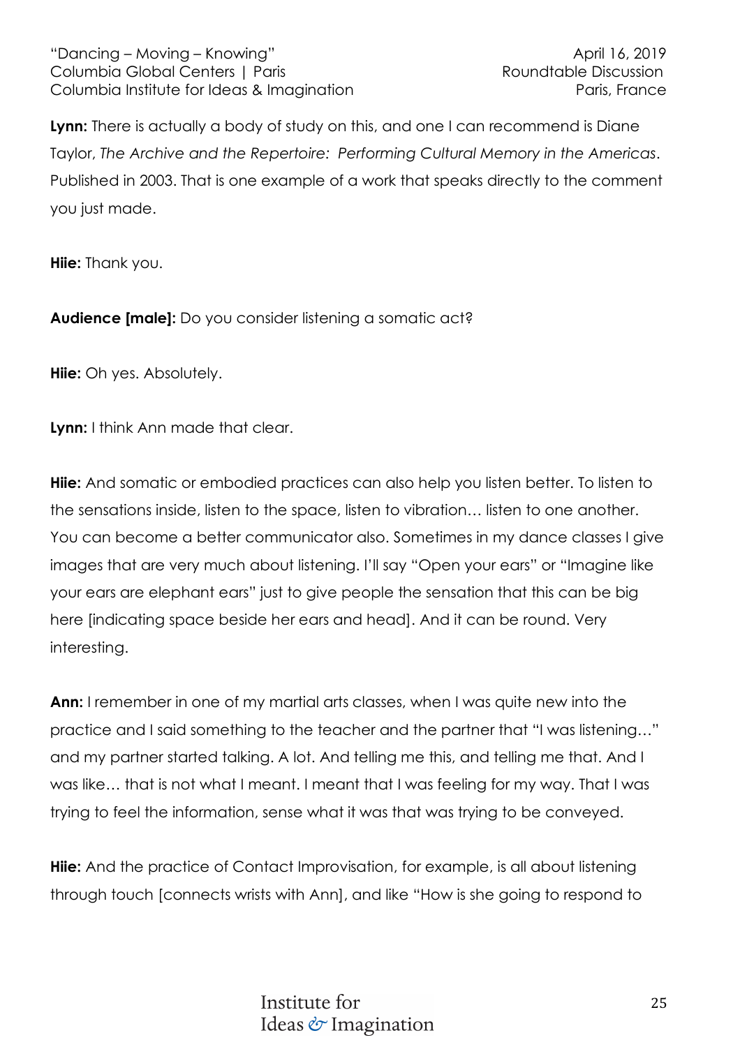**Lynn:** There is actually a body of study on this, and one I can recommend is Diane Taylor, *The Archive and the Repertoire: Performing Cultural Memory in the Americas*. Published in 2003. That is one example of a work that speaks directly to the comment you just made.

**Hiie:** Thank you.

**Audience [male]:** Do you consider listening a somatic act?

**Hiie:** Oh yes. Absolutely.

**Lynn:** I think Ann made that clear.

**Hiie:** And somatic or embodied practices can also help you listen better. To listen to the sensations inside, listen to the space, listen to vibration… listen to one another. You can become a better communicator also. Sometimes in my dance classes I give images that are very much about listening. I'll say "Open your ears" or "Imagine like your ears are elephant ears" just to give people the sensation that this can be big here [indicating space beside her ears and head]. And it can be round. Very interesting.

**Ann:** I remember in one of my martial arts classes, when I was quite new into the practice and I said something to the teacher and the partner that "I was listening…" and my partner started talking. A lot. And telling me this, and telling me that. And I was like… that is not what I meant. I meant that I was feeling for my way. That I was trying to feel the information, sense what it was that was trying to be conveyed.

**Hiie:** And the practice of Contact Improvisation, for example, is all about listening through touch [connects wrists with Ann], and like "How is she going to respond to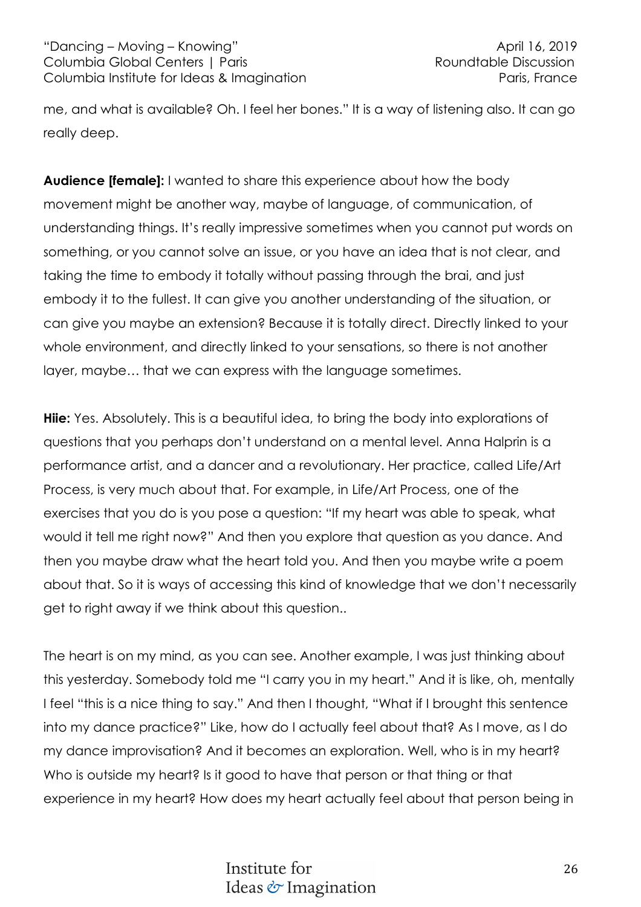me, and what is available? Oh. I feel her bones." It is a way of listening also. It can go really deep.

**Audience [female]:** I wanted to share this experience about how the body movement might be another way, maybe of language, of communication, of understanding things. It's really impressive sometimes when you cannot put words on something, or you cannot solve an issue, or you have an idea that is not clear, and taking the time to embody it totally without passing through the brai, and just embody it to the fullest. It can give you another understanding of the situation, or can give you maybe an extension? Because it is totally direct. Directly linked to your whole environment, and directly linked to your sensations, so there is not another layer, maybe… that we can express with the language sometimes.

**Hiie:** Yes. Absolutely. This is a beautiful idea, to bring the body into explorations of questions that you perhaps don't understand on a mental level. Anna Halprin is a performance artist, and a dancer and a revolutionary. Her practice, called Life/Art Process, is very much about that. For example, in Life/Art Process, one of the exercises that you do is you pose a question: "If my heart was able to speak, what would it tell me right now?" And then you explore that question as you dance. And then you maybe draw what the heart told you. And then you maybe write a poem about that. So it is ways of accessing this kind of knowledge that we don't necessarily get to right away if we think about this question..

The heart is on my mind, as you can see. Another example, I was just thinking about this yesterday. Somebody told me "I carry you in my heart." And it is like, oh, mentally I feel "this is a nice thing to say." And then I thought, "What if I brought this sentence into my dance practice?" Like, how do I actually feel about that? As I move, as I do my dance improvisation? And it becomes an exploration. Well, who is in my heart? Who is outside my heart? Is it good to have that person or that thing or that experience in my heart? How does my heart actually feel about that person being in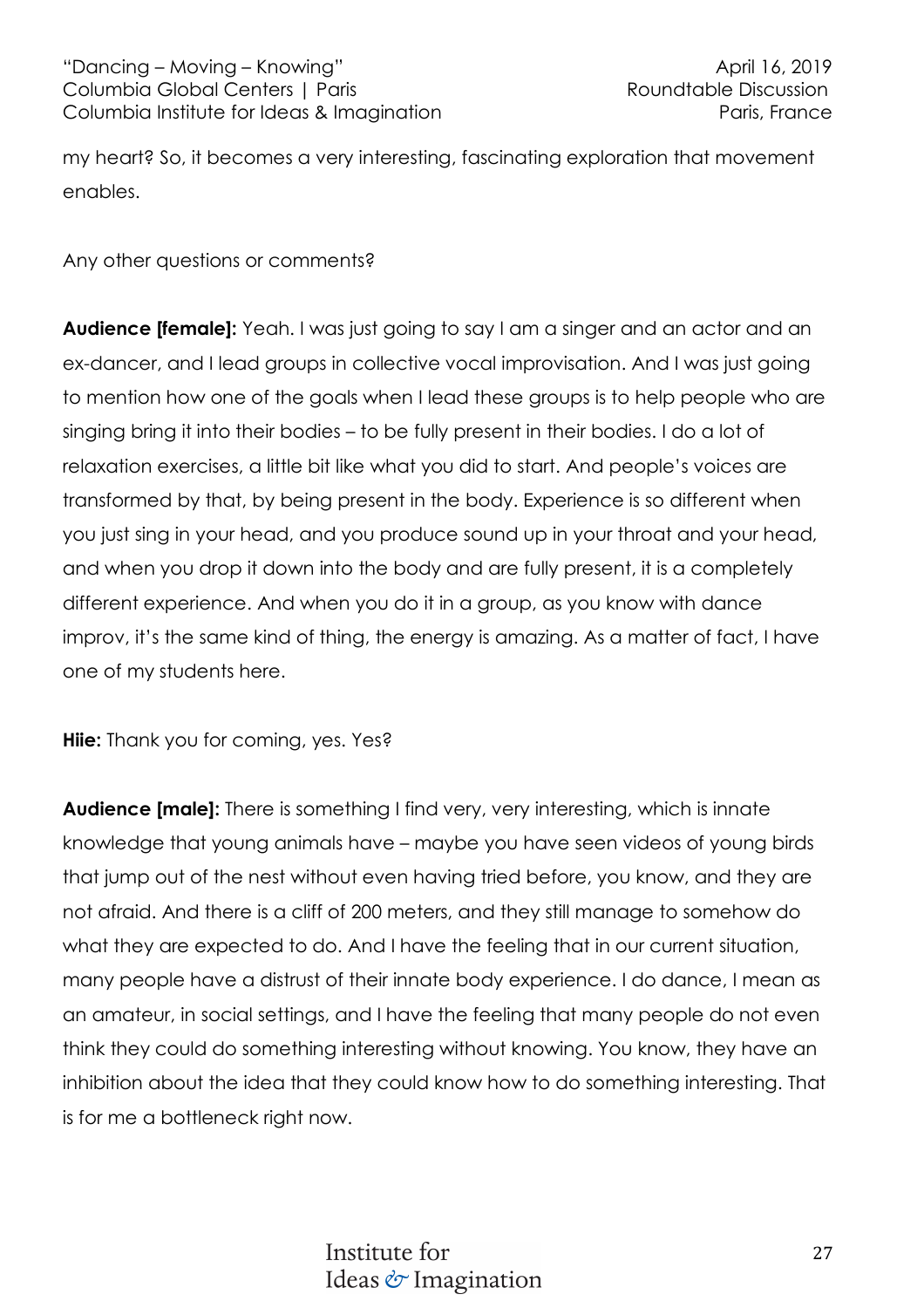my heart? So, it becomes a very interesting, fascinating exploration that movement enables.

Any other questions or comments?

**Audience [female]:** Yeah. I was just going to say I am a singer and an actor and an ex-dancer, and I lead groups in collective vocal improvisation. And I was just going to mention how one of the goals when I lead these groups is to help people who are singing bring it into their bodies – to be fully present in their bodies. I do a lot of relaxation exercises, a little bit like what you did to start. And people's voices are transformed by that, by being present in the body. Experience is so different when you just sing in your head, and you produce sound up in your throat and your head, and when you drop it down into the body and are fully present, it is a completely different experience. And when you do it in a group, as you know with dance improv, it's the same kind of thing, the energy is amazing. As a matter of fact, I have one of my students here.

**Hiie:** Thank you for coming, yes. Yes?

**Audience [male]:** There is something I find very, very interesting, which is innate knowledge that young animals have – maybe you have seen videos of young birds that jump out of the nest without even having tried before, you know, and they are not afraid. And there is a cliff of 200 meters, and they still manage to somehow do what they are expected to do. And I have the feeling that in our current situation, many people have a distrust of their innate body experience. I do dance, I mean as an amateur, in social settings, and I have the feeling that many people do not even think they could do something interesting without knowing. You know, they have an inhibition about the idea that they could know how to do something interesting. That is for me a bottleneck right now.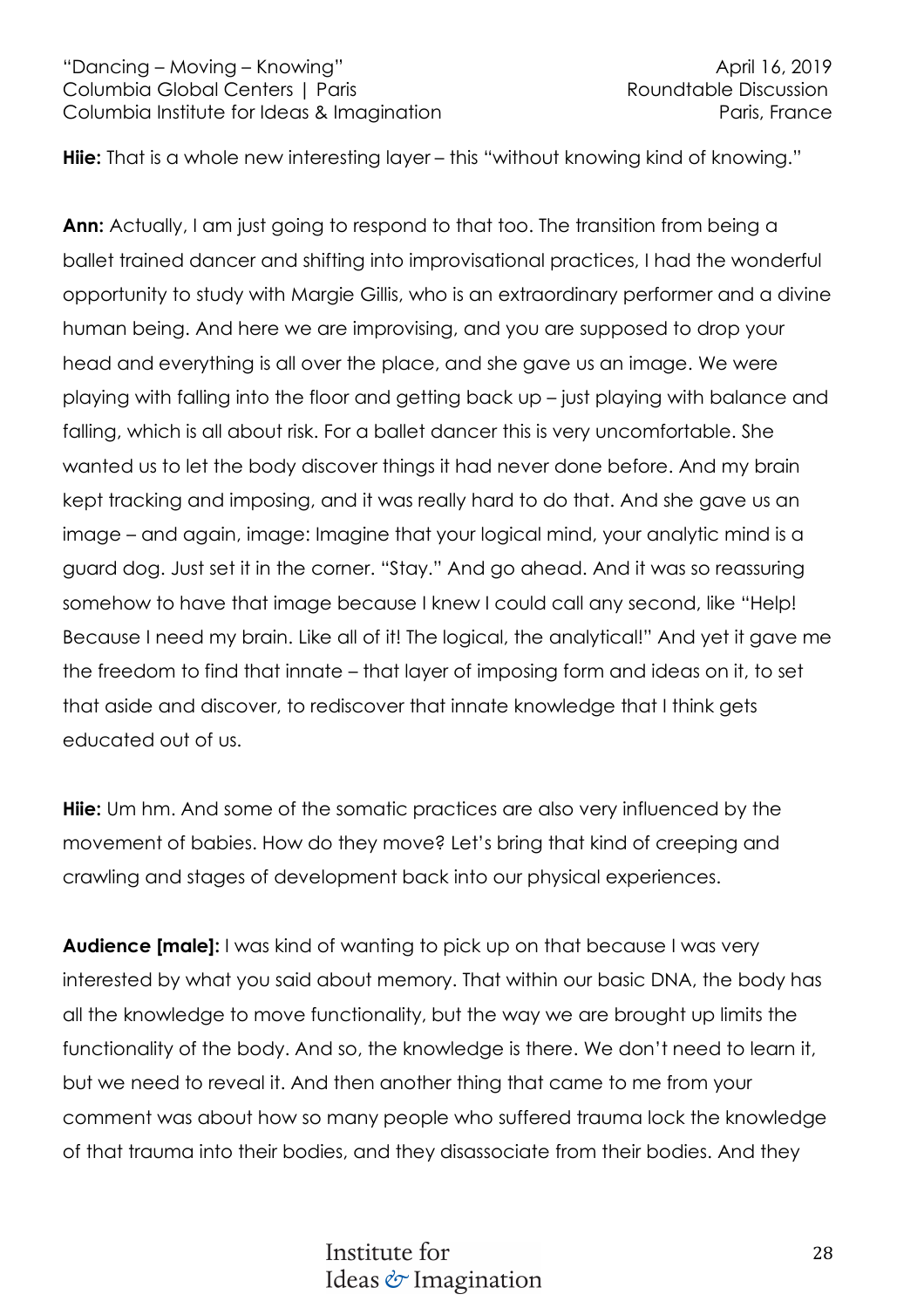**Hiie:** That is a whole new interesting layer – this "without knowing kind of knowing."

**Ann:** Actually, I am just going to respond to that too. The transition from being a ballet trained dancer and shifting into improvisational practices, I had the wonderful opportunity to study with Margie Gillis, who is an extraordinary performer and a divine human being. And here we are improvising, and you are supposed to drop your head and everything is all over the place, and she gave us an image. We were playing with falling into the floor and getting back up – just playing with balance and falling, which is all about risk. For a ballet dancer this is very uncomfortable. She wanted us to let the body discover things it had never done before. And my brain kept tracking and imposing, and it was really hard to do that. And she gave us an image – and again, image: Imagine that your logical mind, your analytic mind is a guard dog. Just set it in the corner. "Stay." And go ahead. And it was so reassuring somehow to have that image because I knew I could call any second, like "Help! Because I need my brain. Like all of it! The logical, the analytical!" And yet it gave me the freedom to find that innate – that layer of imposing form and ideas on it, to set that aside and discover, to rediscover that innate knowledge that I think gets educated out of us.

**Hiie:** Um hm. And some of the somatic practices are also very influenced by the movement of babies. How do they move? Let's bring that kind of creeping and crawling and stages of development back into our physical experiences.

**Audience [male]:** I was kind of wanting to pick up on that because I was very interested by what you said about memory. That within our basic DNA, the body has all the knowledge to move functionality, but the way we are brought up limits the functionality of the body. And so, the knowledge is there. We don't need to learn it, but we need to reveal it. And then another thing that came to me from your comment was about how so many people who suffered trauma lock the knowledge of that trauma into their bodies, and they disassociate from their bodies. And they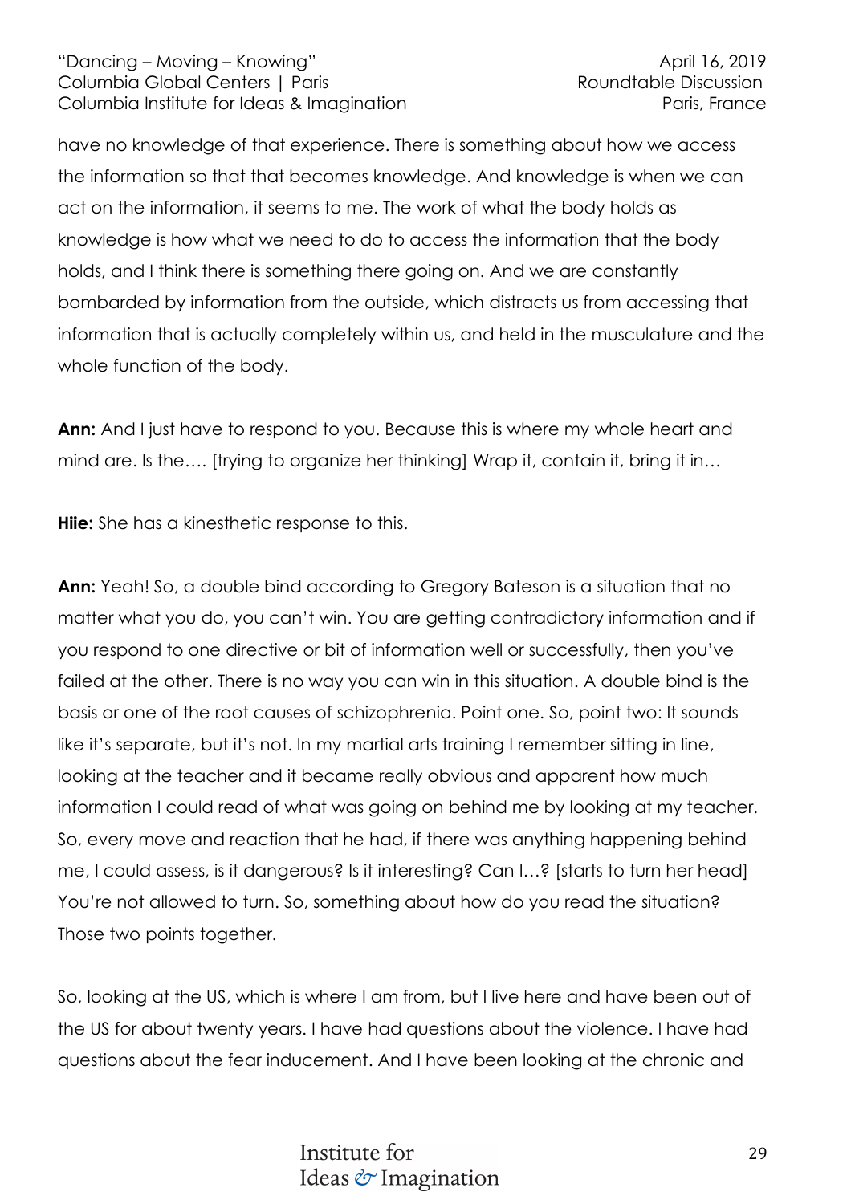have no knowledge of that experience. There is something about how we access the information so that that becomes knowledge. And knowledge is when we can act on the information, it seems to me. The work of what the body holds as knowledge is how what we need to do to access the information that the body holds, and I think there is something there going on. And we are constantly bombarded by information from the outside, which distracts us from accessing that information that is actually completely within us, and held in the musculature and the whole function of the body.

**Ann:** And I just have to respond to you. Because this is where my whole heart and mind are. Is the…. [trying to organize her thinking] Wrap it, contain it, bring it in…

**Hiie:** She has a kinesthetic response to this.

**Ann:** Yeah! So, a double bind according to Gregory Bateson is a situation that no matter what you do, you can't win. You are getting contradictory information and if you respond to one directive or bit of information well or successfully, then you've failed at the other. There is no way you can win in this situation. A double bind is the basis or one of the root causes of schizophrenia. Point one. So, point two: It sounds like it's separate, but it's not. In my martial arts training I remember sitting in line, looking at the teacher and it became really obvious and apparent how much information I could read of what was going on behind me by looking at my teacher. So, every move and reaction that he had, if there was anything happening behind me, I could assess, is it dangerous? Is it interesting? Can I…? [starts to turn her head] You're not allowed to turn. So, something about how do you read the situation? Those two points together.

So, looking at the US, which is where I am from, but I live here and have been out of the US for about twenty years. I have had questions about the violence. I have had questions about the fear inducement. And I have been looking at the chronic and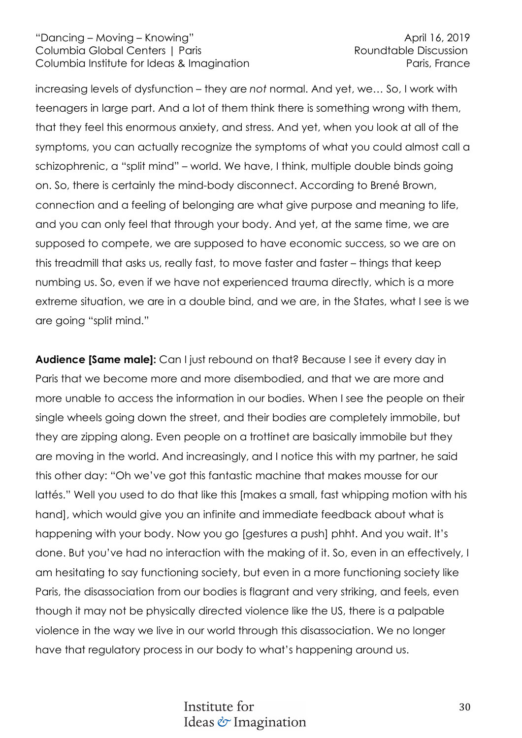increasing levels of dysfunction – they are *not* normal. And yet, we… So, I work with teenagers in large part. And a lot of them think there is something wrong with them, that they feel this enormous anxiety, and stress. And yet, when you look at all of the symptoms, you can actually recognize the symptoms of what you could almost call a schizophrenic, a "split mind" – world. We have, I think, multiple double binds going on. So, there is certainly the mind-body disconnect. According to Brené Brown, connection and a feeling of belonging are what give purpose and meaning to life, and you can only feel that through your body. And yet, at the same time, we are supposed to compete, we are supposed to have economic success, so we are on this treadmill that asks us, really fast, to move faster and faster – things that keep numbing us. So, even if we have not experienced trauma directly, which is a more extreme situation, we are in a double bind, and we are, in the States, what I see is we are going "split mind."

**Audience [Same male]:** Can I just rebound on that? Because I see it every day in Paris that we become more and more disembodied, and that we are more and more unable to access the information in our bodies. When I see the people on their single wheels going down the street, and their bodies are completely immobile, but they are zipping along. Even people on a trottinet are basically immobile but they are moving in the world. And increasingly, and I notice this with my partner, he said this other day: "Oh we've got this fantastic machine that makes mousse for our lattés." Well you used to do that like this [makes a small, fast whipping motion with his hand], which would give you an infinite and immediate feedback about what is happening with your body. Now you go [gestures a push] phht. And you wait. It's done. But you've had no interaction with the making of it. So, even in an effectively, I am hesitating to say functioning society, but even in a more functioning society like Paris, the disassociation from our bodies is flagrant and very striking, and feels, even though it may not be physically directed violence like the US, there is a palpable violence in the way we live in our world through this disassociation. We no longer have that regulatory process in our body to what's happening around us.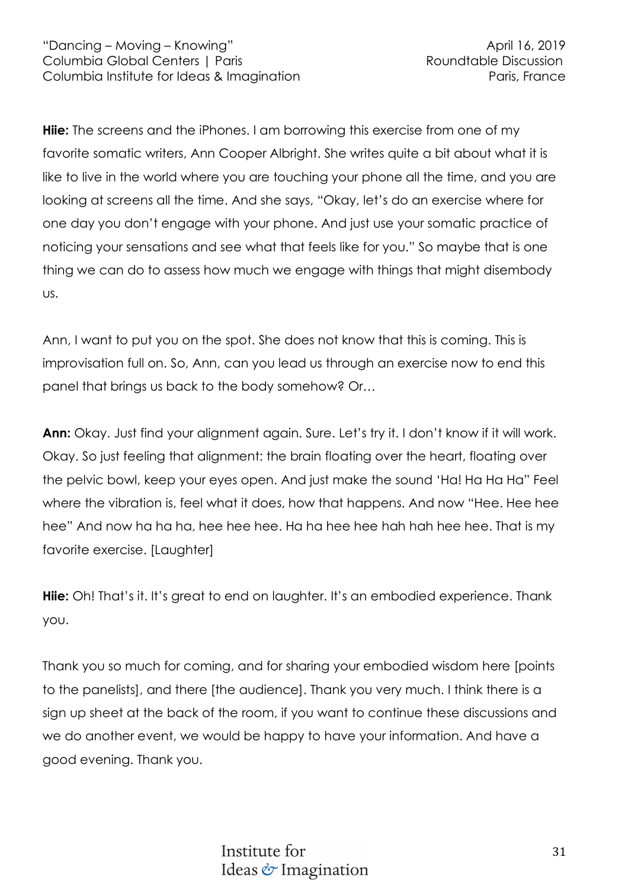**Hiie:** The screens and the iPhones. I am borrowing this exercise from one of my favorite somatic writers, Ann Cooper Albright. She writes quite a bit about what it is like to live in the world where you are touching your phone all the time, and you are looking at screens all the time. And she says, "Okay, let's do an exercise where for one day you don't engage with your phone. And just use your somatic practice of noticing your sensations and see what that feels like for you." So maybe that is one thing we can do to assess how much we engage with things that might disembody us.

Ann, I want to put you on the spot. She does not know that this is coming. This is improvisation full on. So, Ann, can you lead us through an exercise now to end this panel that brings us back to the body somehow? Or…

**Ann:** Okay. Just find your alignment again. Sure. Let's try it. I don't know if it will work. Okay. So just feeling that alignment: the brain floating over the heart, floating over the pelvic bowl, keep your eyes open. And just make the sound 'Ha! Ha Ha Ha" Feel where the vibration is, feel what it does, how that happens. And now "Hee. Hee hee hee" And now ha ha ha, hee hee hee. Ha ha hee hee hah hah hee hee. That is my favorite exercise. [Laughter]

**Hiie:** Oh! That's it. It's great to end on laughter. It's an embodied experience. Thank you.

Thank you so much for coming, and for sharing your embodied wisdom here [points to the panelists], and there [the audience]. Thank you very much. I think there is a sign up sheet at the back of the room, if you want to continue these discussions and we do another event, we would be happy to have your information. And have a good evening. Thank you.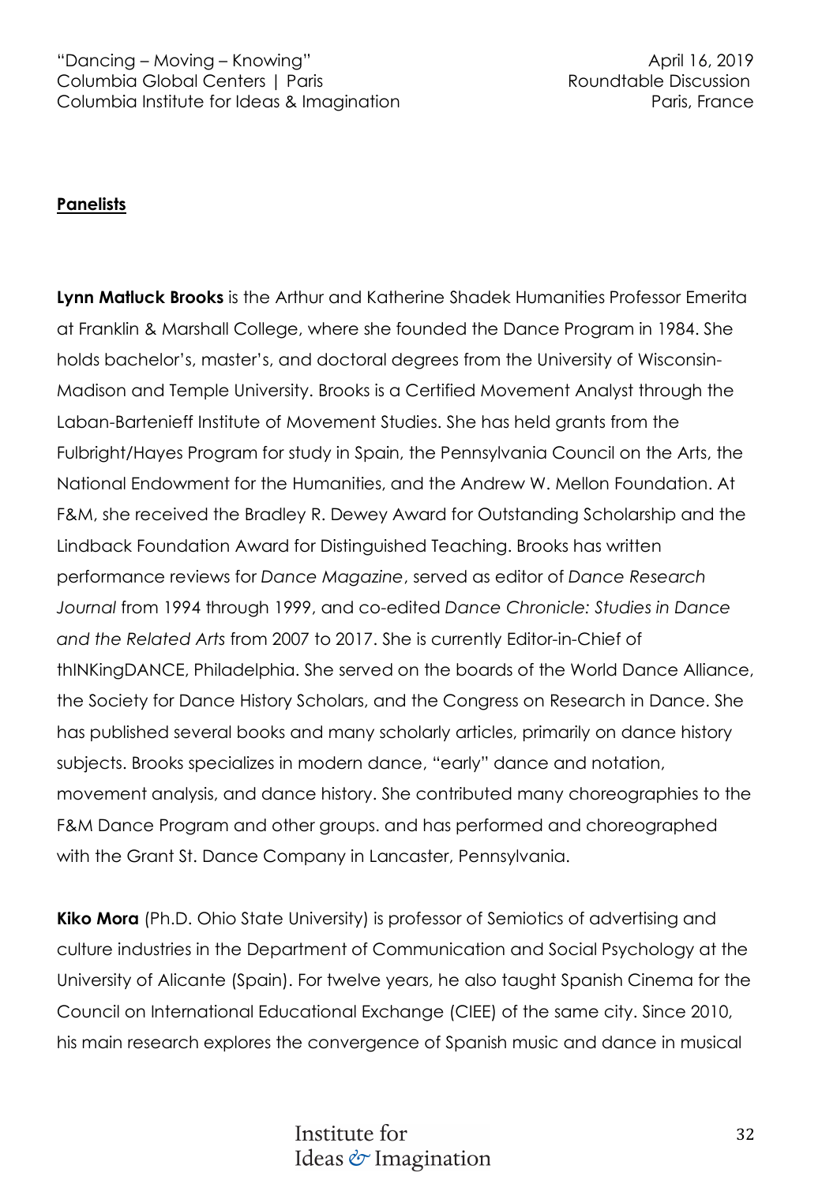## Panelists

**Lynn Matluck Brooks** is the Arthur and Katherine Shadek Humanities Professor Emerita at Franklin & Marshall College, where she founded the Dance Program in 1984. She holds bachelor's, master's, and doctoral degrees from the University of Wisconsin-Madison and Temple University. Brooks is a Certified Movement Analyst through the Laban-Bartenieff Institute of Movement Studies. She has held grants from the Fulbright/Hayes Program for study in Spain, the Pennsylvania Council on the Arts, the National Endowment for the Humanities, and the Andrew W. Mellon Foundation. At F&M, she received the Bradley R. Dewey Award for Outstanding Scholarship and the Lindback Foundation Award for Distinguished Teaching. Brooks has written performance reviews for *Dance Magazine*, served as editor of *Dance Research Journal* from 1994 through 1999, and co-edited *Dance Chronicle: Studies in Dance and the Related Arts* from 2007 to 2017. She is currently Editor-in-Chief of thINKingDANCE, Philadelphia. She served on the boards of the World Dance Alliance, the Society for Dance History Scholars, and the Congress on Research in Dance. She has published several books and many scholarly articles, primarily on dance history subjects. Brooks specializes in modern dance, "early" dance and notation, movement analysis, and dance history. She contributed many choreographies to the F&M Dance Program and other groups. and has performed and choreographed with the Grant St. Dance Company in Lancaster, Pennsylvania.

**Kiko Mora** (Ph.D. Ohio State University) is professor of Semiotics of advertising and culture industries in the Department of Communication and Social Psychology at the University of Alicante (Spain). For twelve years, he also taught Spanish Cinema for the Council on International Educational Exchange (CIEE) of the same city. Since 2010, his main research explores the convergence of Spanish music and dance in musical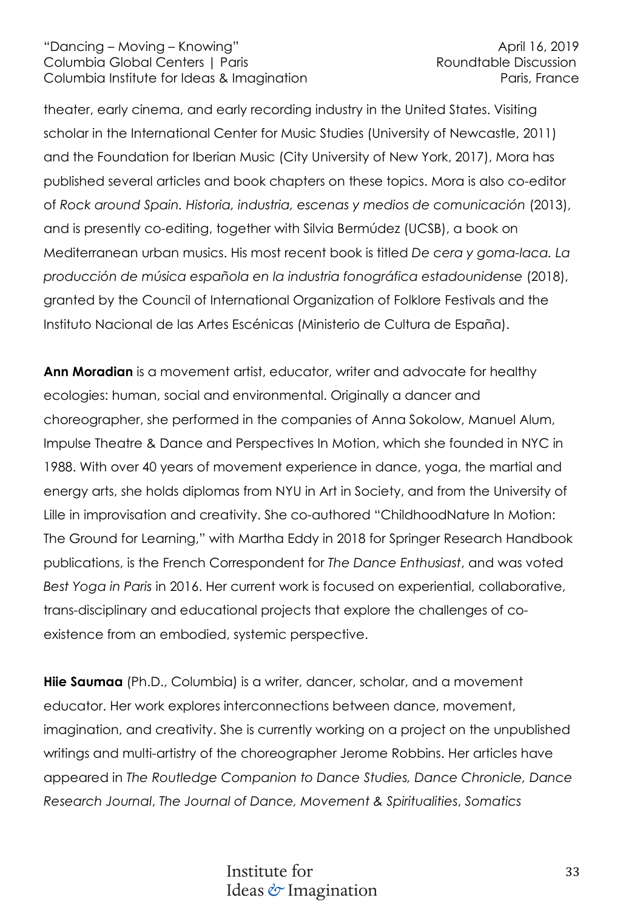theater, early cinema, and early recording industry in the United States. Visiting scholar in the International Center for Music Studies (University of Newcastle, 2011) and the Foundation for Iberian Music (City University of New York, 2017), Mora has published several articles and book chapters on these topics. Mora is also co-editor of *Rock around Spain. Historia, industria, escenas y medios de comunicación* (2013), and is presently co-editing, together with Silvia Bermúdez (UCSB), a book on Mediterranean urban musics. His most recent book is titled *De cera y goma-laca. La producción de música española en la industria fonográfica estadounidense* (2018), granted by the Council of International Organization of Folklore Festivals and the Instituto Nacional de las Artes Escénicas (Ministerio de Cultura de España).

**Ann Moradian** is a movement artist, educator, writer and advocate for healthy ecologies: human, social and environmental. Originally a dancer and choreographer, she performed in the companies of Anna Sokolow, Manuel Alum, Impulse Theatre & Dance and Perspectives In Motion, which she founded in NYC in 1988. With over 40 years of movement experience in dance, yoga, the martial and energy arts, she holds diplomas from NYU in Art in Society, and from the University of Lille in improvisation and creativity. She co-authored "ChildhoodNature In Motion: The Ground for Learning," with Martha Eddy in 2018 for Springer Research Handbook publications, is the French Correspondent for *The Dance Enthusiast*, and was voted *Best Yoga in Paris* in 2016. Her current work is focused on experiential, collaborative, trans-disciplinary and educational projects that explore the challenges of co-existence from an embodied, systemic perspective.

**Hiie Saumaa** (Ph.D., Columbia) is a writer, dancer, scholar, and a movement educator. Her work explores interconnections between dance, movement, imagination, and creativity. She is currently working on a project on the unpublished writings and multi-artistry of the choreographer Jerome Robbins. Her articles have appeared in *The Routledge Companion to Dance Studies, Dance Chronicle*, *Dance Research Journal*, *The Journal of Dance, Movement & Spiritualities*, *Somatics*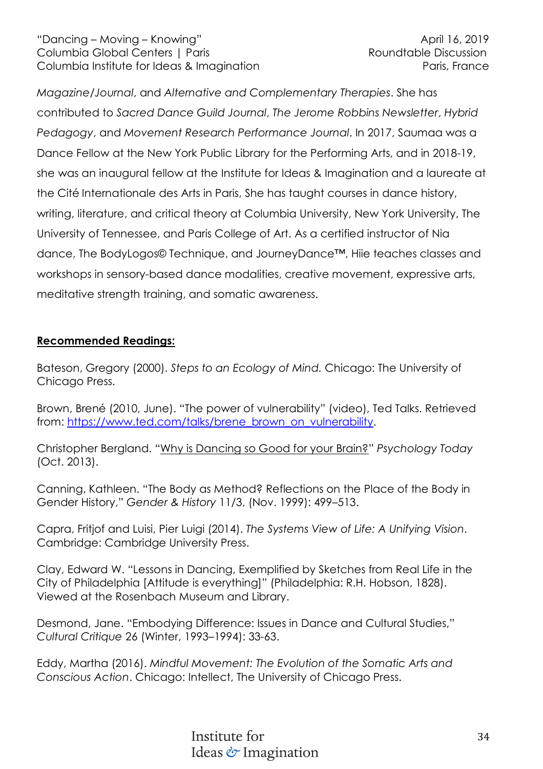*Magazine/Journal*, and *Alternative and Complementary Therapies*. She has contributed to *Sacred Dance Guild Journal*, *The Jerome Robbins Newsletter*, *Hybrid Pedagogy*, and *Movement Research Performance Journal*. In 2017, Saumaa was a Dance Fellow at the New York Public Library for the Performing Arts, and in 2018-19, she was an inaugural fellow at the Institute for Ideas & Imagination and a laureate at the Cité Internationale des Arts in Paris, She has taught courses in dance history, writing, literature, and critical theory at Columbia University, New York University, The University of Tennessee, and Paris College of Art. As a certified instructor of Nia dance, The BodyLogos© Technique, and JourneyDance™, Hiie teaches classes and workshops in sensory-based dance modalities, creative movement, expressive arts, meditative strength training, and somatic awareness.

## **Recommended Readings:**

Bateson, Gregory (2000). *Steps to an Ecology of Mind.* Chicago: The University of Chicago Press.

Brown, Brené (2010, June). "The power of vulnerability" (video), Ted Talks. Retrieved from: https://www.ted.com/talks/brene_brown_on_vulnerability.

Christopher Bergland. "Why is Dancing so Good for your Brain?" *Psychology Today* (Oct. 2013).

Canning, Kathleen. "The Body as Method? Reflections on the Place of the Body in Gender History," *Gender & History* 11/3, (Nov. 1999): 499–513.

Capra, Fritjof and Luisi, Pier Luigi (2014). *The Systems View of Life: A Unifying Vision*. Cambridge: Cambridge University Press.

Clay, Edward W. "Lessons in Dancing, Exemplified by Sketches from Real Life in the City of Philadelphia [Attitude is everything]" (Philadelphia: R.H. Hobson, 1828). Viewed at the Rosenbach Museum and Library.

Desmond, Jane. "Embodying Difference: Issues in Dance and Cultural Studies," *Cultural Critique* 26 (Winter, 1993–1994): 33-63.

Eddy, Martha (2016). *Mindful Movement: The Evolution of the Somatic Arts and Conscious Action*. Chicago: Intellect, The University of Chicago Press.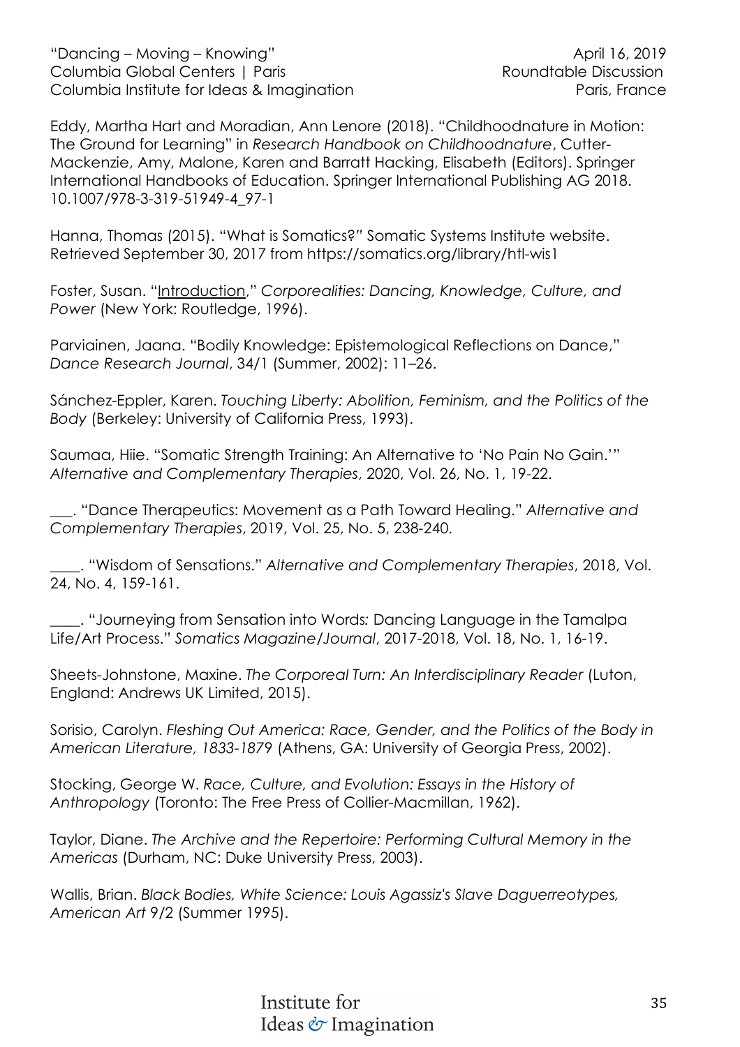Eddy, Martha Hart and Moradian, Ann Lenore (2018). "Childhoodnature in Motion: The Ground for Learning" in *Research Handbook on Childhoodnature*, Cutter-Mackenzie, Amy, Malone, Karen and Barratt Hacking, Elisabeth (Editors). Springer International Handbooks of Education. Springer International Publishing AG 2018. 10.1007/978-3-319-51949-4_97-1

Hanna, Thomas (2015). "What is Somatics?" Somatic Systems Institute website. Retrieved September 30, 2017 from https://somatics.org/library/htl-wis1

Foster, Susan. "Introduction," *Corporealities: Dancing, Knowledge, Culture, and Power* (New York: Routledge, 1996).

Parviainen, Jaana. "Bodily Knowledge: Epistemological Reflections on Dance," *Dance Research Journal*, 34/1 (Summer, 2002): 11–26.

Sánchez-Eppler, Karen. *Touching Liberty: Abolition, Feminism, and the Politics of the Body* (Berkeley: University of California Press, 1993).

Saumaa, Hiie. "Somatic Strength Training: An Alternative to 'No Pain No Gain.'" *Alternative and Complementary Therapies*, 2020, Vol. 26, No. 1, 19-22.

___. "Dance Therapeutics: Movement as a Path Toward Healing." *Alternative and Complementary Therapies*, 2019, Vol. 25, No. 5, 238-240.

____. "Wisdom of Sensations." *Alternative and Complementary Therapies*, 2018, Vol. 24, No. 4, 159-161.

____. "Journeying from Sensation into Words: Dancing Language in the Tamalpa Life/Art Process." *Somatics Magazine/Journal*, 2017-2018, Vol. 18, No. 1, 16-19.

Sheets-Johnstone, Maxine. *The Corporeal Turn: An Interdisciplinary Reader* (Luton, England: Andrews UK Limited, 2015).

Sorisio, Carolyn. *Fleshing Out America: Race, Gender, and the Politics of the Body in American Literature, 1833-1879* (Athens, GA: University of Georgia Press, 2002).

Stocking, George W. *Race, Culture, and Evolution: Essays in the History of Anthropology* (Toronto: The Free Press of Collier-Macmillan, 1962).

Taylor, Diane. *The Archive and the Repertoire: Performing Cultural Memory in the Americas* (Durham, NC: Duke University Press, 2003).

Wallis, Brian. *Black Bodies, White Science: Louis Agassiz's Slave Daguerreotypes, American Art* 9/2 (Summer 1995).